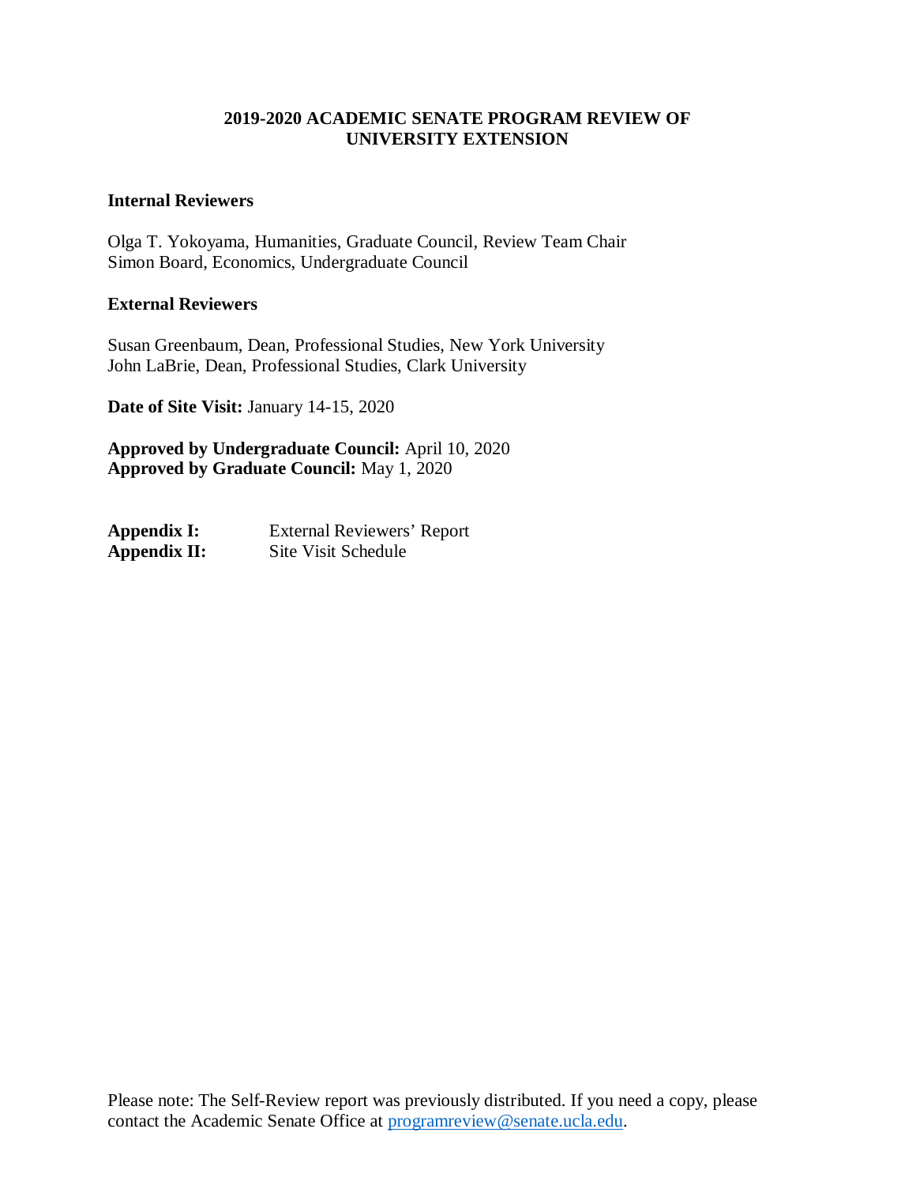# 2019-2020 ACADEMIC SENATE PROGRAM REVIEW OF UNIVERSITY EXTENSION

**Internal Reviewers**

Olga T. Yokoyama, Humanities, Graduate Council, Review Team Chair
Simon Board, Economics, Undergraduate Council

**External Reviewers**

Susan Greenbaum, Dean, Professional Studies, New York University
John LaBrie, Dean, Professional Studies, Clark University

**Date of Site Visit:** January 14-15, 2020

**Approved by Undergraduate Council:** April 10, 2020
**Approved by Graduate Council:** May 1, 2020

**Appendix I:** External Reviewers' Report
**Appendix II:** Site Visit Schedule

Please note: The Self-Review report was previously distributed. If you need a copy, please contact the Academic Senate Office at programreview@senate.ucla.edu.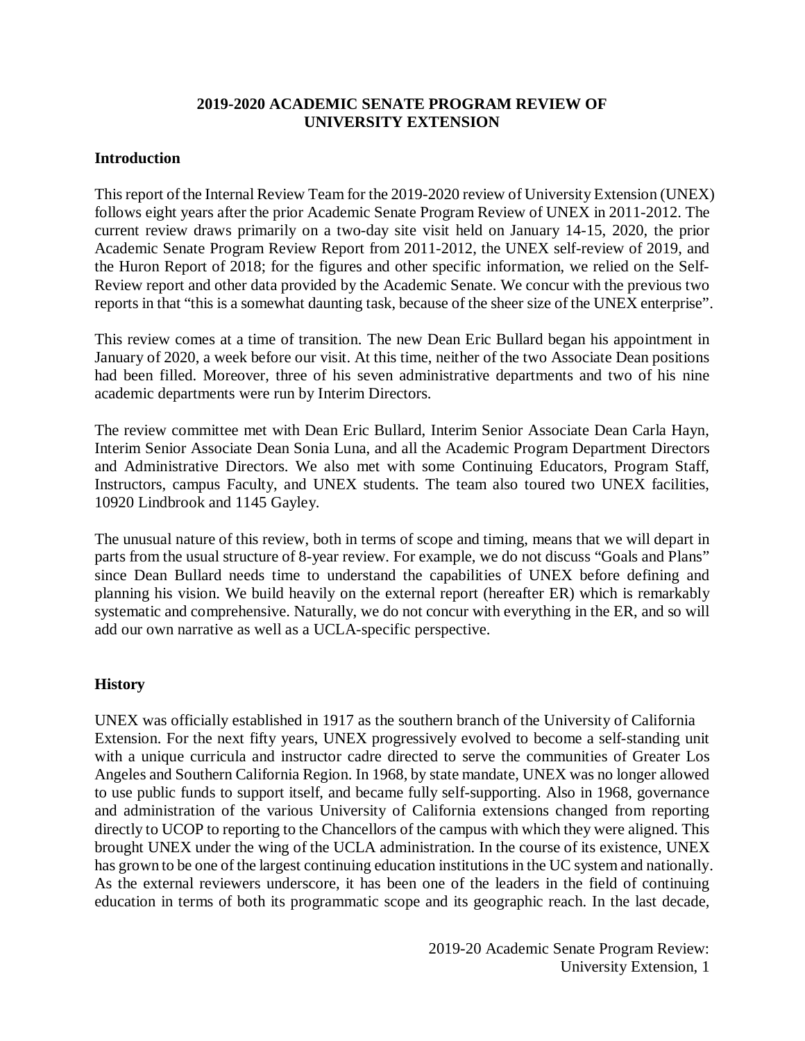## 2019-2020 ACADEMIC SENATE PROGRAM REVIEW OF UNIVERSITY EXTENSION

### Introduction

This report of the Internal Review Team for the 2019-2020 review of University Extension (UNEX) follows eight years after the prior Academic Senate Program Review of UNEX in 2011-2012. The current review draws primarily on a two-day site visit held on January 14-15, 2020, the prior Academic Senate Program Review Report from 2011-2012, the UNEX self-review of 2019, and the Huron Report of 2018; for the figures and other specific information, we relied on the Self-Review report and other data provided by the Academic Senate. We concur with the previous two reports in that "this is a somewhat daunting task, because of the sheer size of the UNEX enterprise".

This review comes at a time of transition. The new Dean Eric Bullard began his appointment in January of 2020, a week before our visit. At this time, neither of the two Associate Dean positions had been filled. Moreover, three of his seven administrative departments and two of his nine academic departments were run by Interim Directors.

The review committee met with Dean Eric Bullard, Interim Senior Associate Dean Carla Hayn, Interim Senior Associate Dean Sonia Luna, and all the Academic Program Department Directors and Administrative Directors. We also met with some Continuing Educators, Program Staff, Instructors, campus Faculty, and UNEX students. The team also toured two UNEX facilities, 10920 Lindbrook and 1145 Gayley.

The unusual nature of this review, both in terms of scope and timing, means that we will depart in parts from the usual structure of 8-year review. For example, we do not discuss "Goals and Plans" since Dean Bullard needs time to understand the capabilities of UNEX before defining and planning his vision. We build heavily on the external report (hereafter ER) which is remarkably systematic and comprehensive. Naturally, we do not concur with everything in the ER, and so will add our own narrative as well as a UCLA-specific perspective.

### History

UNEX was officially established in 1917 as the southern branch of the University of California Extension. For the next fifty years, UNEX progressively evolved to become a self-standing unit with a unique curricula and instructor cadre directed to serve the communities of Greater Los Angeles and Southern California Region. In 1968, by state mandate, UNEX was no longer allowed to use public funds to support itself, and became fully self-supporting. Also in 1968, governance and administration of the various University of California extensions changed from reporting directly to UCOP to reporting to the Chancellors of the campus with which they were aligned. This brought UNEX under the wing of the UCLA administration. In the course of its existence, UNEX has grown to be one of the largest continuing education institutions in the UC system and nationally. As the external reviewers underscore, it has been one of the leaders in the field of continuing education in terms of both its programmatic scope and its geographic reach. In the last decade,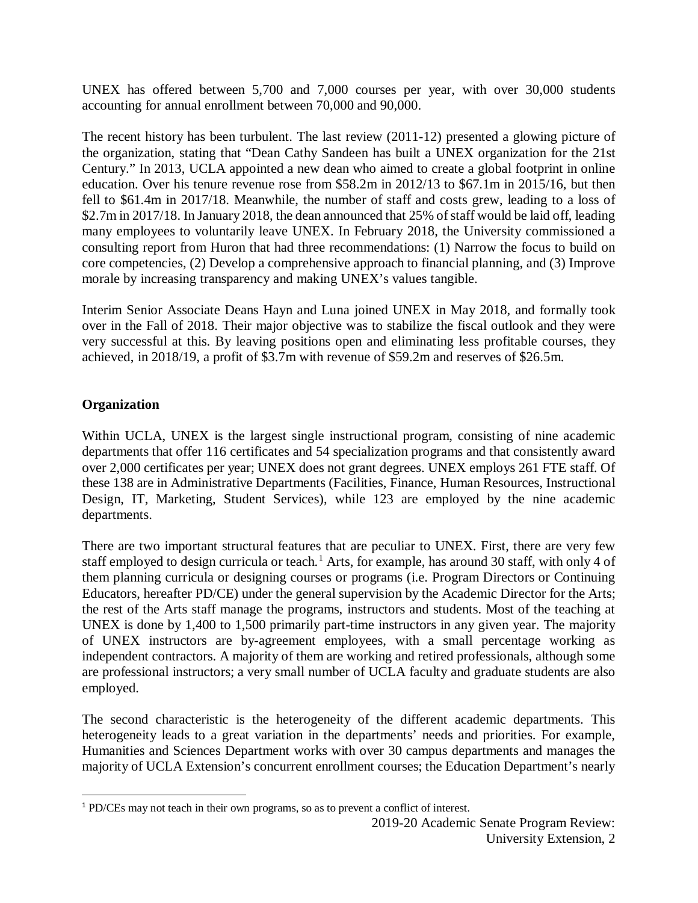UNEX has offered between 5,700 and 7,000 courses per year, with over 30,000 students accounting for annual enrollment between 70,000 and 90,000.

The recent history has been turbulent. The last review (2011-12) presented a glowing picture of the organization, stating that "Dean Cathy Sandeen has built a UNEX organization for the 21st Century." In 2013, UCLA appointed a new dean who aimed to create a global footprint in online education. Over his tenure revenue rose from $58.2m in 2012/13 to $67.1m in 2015/16, but then fell to $61.4m in 2017/18. Meanwhile, the number of staff and costs grew, leading to a loss of $2.7m in 2017/18. In January 2018, the dean announced that 25% of staff would be laid off, leading many employees to voluntarily leave UNEX. In February 2018, the University commissioned a consulting report from Huron that had three recommendations: (1) Narrow the focus to build on core competencies, (2) Develop a comprehensive approach to financial planning, and (3) Improve morale by increasing transparency and making UNEX's values tangible.

Interim Senior Associate Deans Hayn and Luna joined UNEX in May 2018, and formally took over in the Fall of 2018. Their major objective was to stabilize the fiscal outlook and they were very successful at this. By leaving positions open and eliminating less profitable courses, they achieved, in 2018/19, a profit of $3.7m with revenue of $59.2m and reserves of $26.5m.

## Organization

Within UCLA, UNEX is the largest single instructional program, consisting of nine academic departments that offer 116 certificates and 54 specialization programs and that consistently award over 2,000 certificates per year; UNEX does not grant degrees. UNEX employs 261 FTE staff. Of these 138 are in Administrative Departments (Facilities, Finance, Human Resources, Instructional Design, IT, Marketing, Student Services), while 123 are employed by the nine academic departments.

There are two important structural features that are peculiar to UNEX. First, there are very few staff employed to design curricula or teach.[1] Arts, for example, has around 30 staff, with only 4 of them planning curricula or designing courses or programs (i.e. Program Directors or Continuing Educators, hereafter PD/CE) under the general supervision by the Academic Director for the Arts; the rest of the Arts staff manage the programs, instructors and students. Most of the teaching at UNEX is done by 1,400 to 1,500 primarily part-time instructors in any given year. The majority of UNEX instructors are by-agreement employees, with a small percentage working as independent contractors. A majority of them are working and retired professionals, although some are professional instructors; a very small number of UCLA faculty and graduate students are also employed.

The second characteristic is the heterogeneity of the different academic departments. This heterogeneity leads to a great variation in the departments' needs and priorities. For example, Humanities and Sciences Department works with over 30 campus departments and manages the majority of UCLA Extension's concurrent enrollment courses; the Education Department's nearly

[1] PD/CEs may not teach in their own programs, so as to prevent a conflict of interest.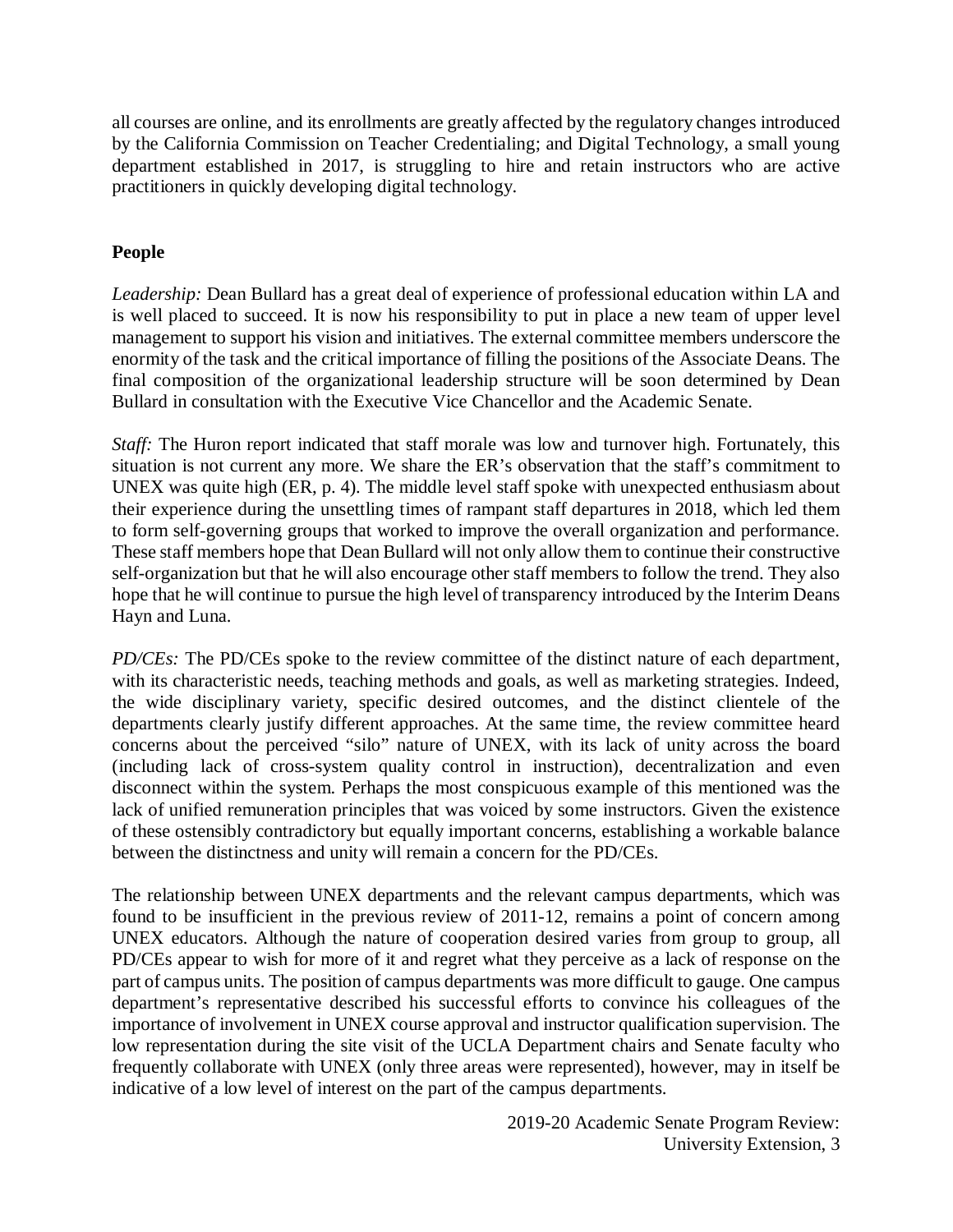all courses are online, and its enrollments are greatly affected by the regulatory changes introduced by the California Commission on Teacher Credentialing; and Digital Technology, a small young department established in 2017, is struggling to hire and retain instructors who are active practitioners in quickly developing digital technology.

## People

*Leadership:* Dean Bullard has a great deal of experience of professional education within LA and is well placed to succeed. It is now his responsibility to put in place a new team of upper level management to support his vision and initiatives. The external committee members underscore the enormity of the task and the critical importance of filling the positions of the Associate Deans. The final composition of the organizational leadership structure will be soon determined by Dean Bullard in consultation with the Executive Vice Chancellor and the Academic Senate.

*Staff:* The Huron report indicated that staff morale was low and turnover high. Fortunately, this situation is not current any more. We share the ER's observation that the staff's commitment to UNEX was quite high (ER, p. 4). The middle level staff spoke with unexpected enthusiasm about their experience during the unsettling times of rampant staff departures in 2018, which led them to form self-governing groups that worked to improve the overall organization and performance. These staff members hope that Dean Bullard will not only allow them to continue their constructive self-organization but that he will also encourage other staff members to follow the trend. They also hope that he will continue to pursue the high level of transparency introduced by the Interim Deans Hayn and Luna.

*PD/CEs:* The PD/CEs spoke to the review committee of the distinct nature of each department, with its characteristic needs, teaching methods and goals, as well as marketing strategies. Indeed, the wide disciplinary variety, specific desired outcomes, and the distinct clientele of the departments clearly justify different approaches. At the same time, the review committee heard concerns about the perceived "silo" nature of UNEX, with its lack of unity across the board (including lack of cross-system quality control in instruction), decentralization and even disconnect within the system. Perhaps the most conspicuous example of this mentioned was the lack of unified remuneration principles that was voiced by some instructors. Given the existence of these ostensibly contradictory but equally important concerns, establishing a workable balance between the distinctness and unity will remain a concern for the PD/CEs.

The relationship between UNEX departments and the relevant campus departments, which was found to be insufficient in the previous review of 2011-12, remains a point of concern among UNEX educators. Although the nature of cooperation desired varies from group to group, all PD/CEs appear to wish for more of it and regret what they perceive as a lack of response on the part of campus units. The position of campus departments was more difficult to gauge. One campus department's representative described his successful efforts to convince his colleagues of the importance of involvement in UNEX course approval and instructor qualification supervision. The low representation during the site visit of the UCLA Department chairs and Senate faculty who frequently collaborate with UNEX (only three areas were represented), however, may in itself be indicative of a low level of interest on the part of the campus departments.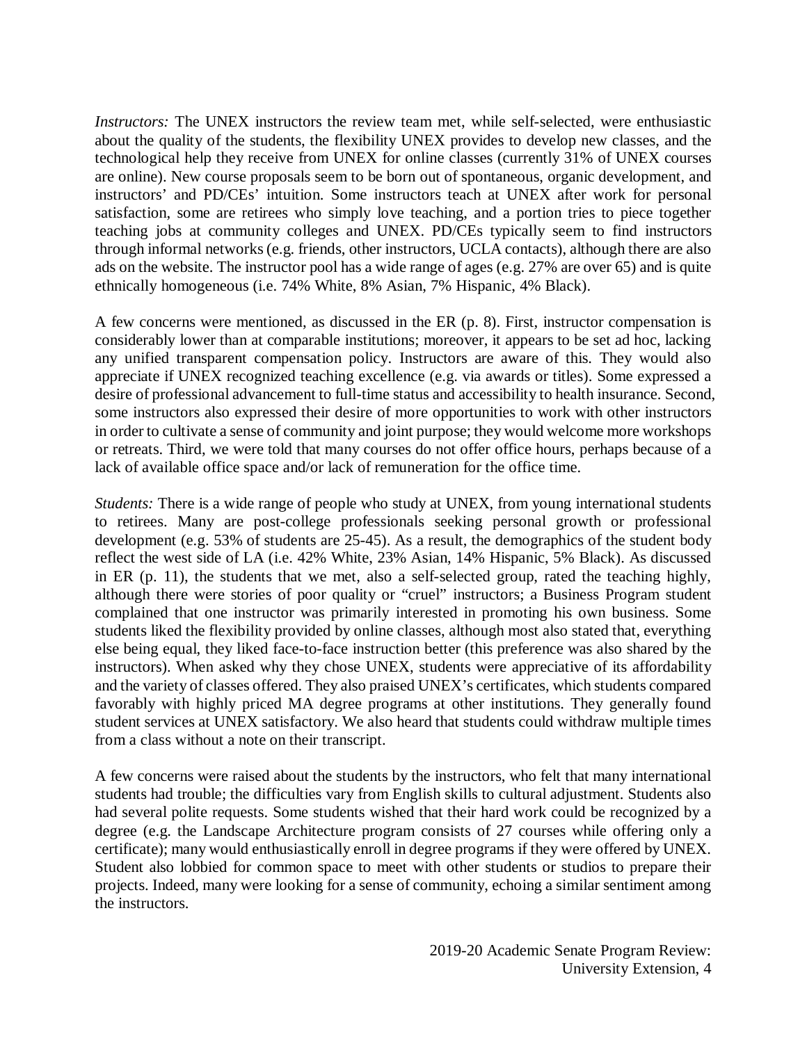*Instructors:* The UNEX instructors the review team met, while self-selected, were enthusiastic about the quality of the students, the flexibility UNEX provides to develop new classes, and the technological help they receive from UNEX for online classes (currently 31% of UNEX courses are online). New course proposals seem to be born out of spontaneous, organic development, and instructors' and PD/CEs' intuition. Some instructors teach at UNEX after work for personal satisfaction, some are retirees who simply love teaching, and a portion tries to piece together teaching jobs at community colleges and UNEX. PD/CEs typically seem to find instructors through informal networks (e.g. friends, other instructors, UCLA contacts), although there are also ads on the website. The instructor pool has a wide range of ages (e.g. 27% are over 65) and is quite ethnically homogeneous (i.e. 74% White, 8% Asian, 7% Hispanic, 4% Black).

A few concerns were mentioned, as discussed in the ER (p. 8). First, instructor compensation is considerably lower than at comparable institutions; moreover, it appears to be set ad hoc, lacking any unified transparent compensation policy. Instructors are aware of this. They would also appreciate if UNEX recognized teaching excellence (e.g. via awards or titles). Some expressed a desire of professional advancement to full-time status and accessibility to health insurance. Second, some instructors also expressed their desire of more opportunities to work with other instructors in order to cultivate a sense of community and joint purpose; they would welcome more workshops or retreats. Third, we were told that many courses do not offer office hours, perhaps because of a lack of available office space and/or lack of remuneration for the office time.

*Students:* There is a wide range of people who study at UNEX, from young international students to retirees. Many are post-college professionals seeking personal growth or professional development (e.g. 53% of students are 25-45). As a result, the demographics of the student body reflect the west side of LA (i.e. 42% White, 23% Asian, 14% Hispanic, 5% Black). As discussed in ER (p. 11), the students that we met, also a self-selected group, rated the teaching highly, although there were stories of poor quality or "cruel" instructors; a Business Program student complained that one instructor was primarily interested in promoting his own business. Some students liked the flexibility provided by online classes, although most also stated that, everything else being equal, they liked face-to-face instruction better (this preference was also shared by the instructors). When asked why they chose UNEX, students were appreciative of its affordability and the variety of classes offered. They also praised UNEX's certificates, which students compared favorably with highly priced MA degree programs at other institutions. They generally found student services at UNEX satisfactory. We also heard that students could withdraw multiple times from a class without a note on their transcript.

A few concerns were raised about the students by the instructors, who felt that many international students had trouble; the difficulties vary from English skills to cultural adjustment. Students also had several polite requests. Some students wished that their hard work could be recognized by a degree (e.g. the Landscape Architecture program consists of 27 courses while offering only a certificate); many would enthusiastically enroll in degree programs if they were offered by UNEX. Student also lobbied for common space to meet with other students or studios to prepare their projects. Indeed, many were looking for a sense of community, echoing a similar sentiment among the instructors.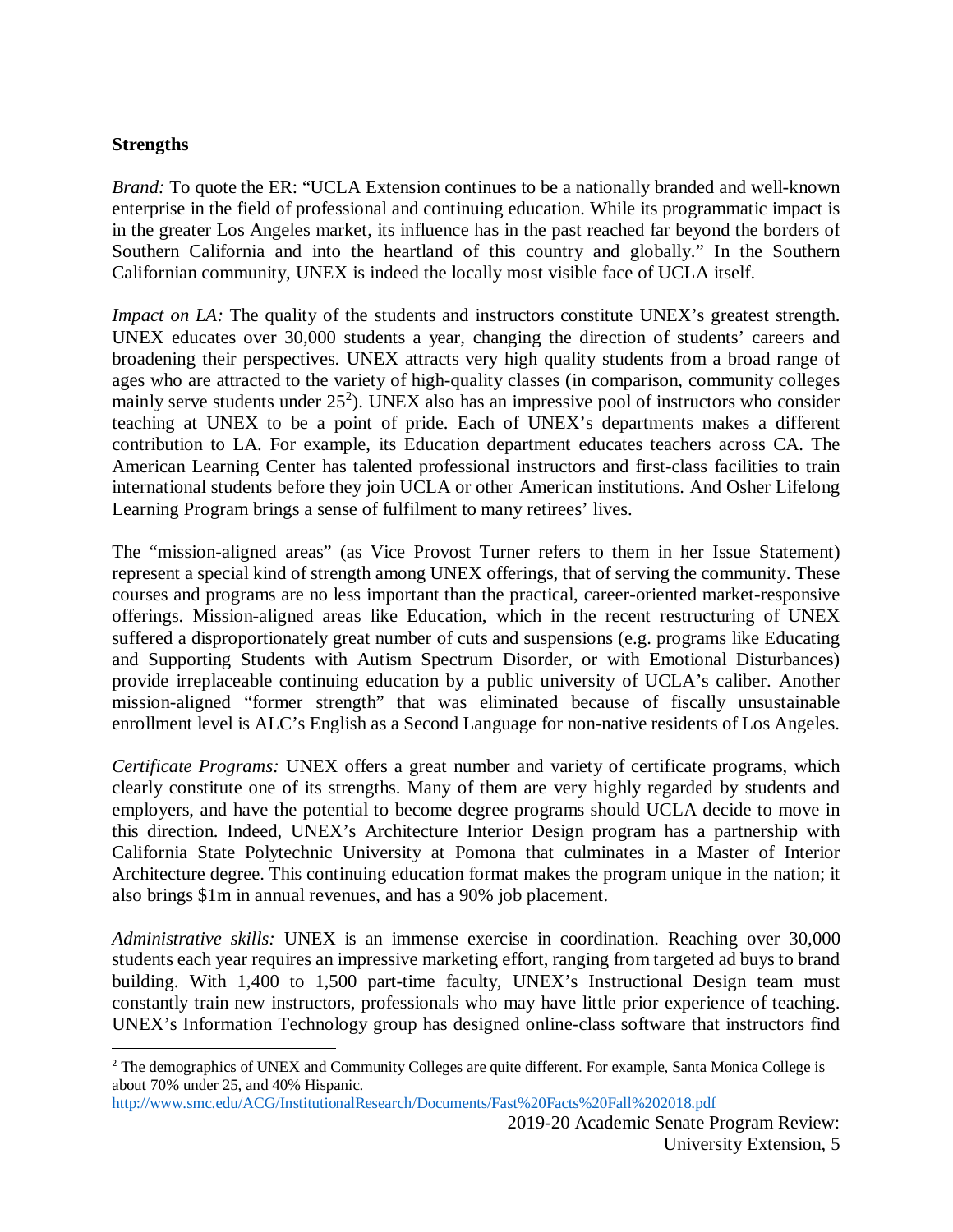**Strengths**

*Brand:* To quote the ER: "UCLA Extension continues to be a nationally branded and well-known enterprise in the field of professional and continuing education. While its programmatic impact is in the greater Los Angeles market, its influence has in the past reached far beyond the borders of Southern California and into the heartland of this country and globally." In the Southern Californian community, UNEX is indeed the locally most visible face of UCLA itself.

*Impact on LA:* The quality of the students and instructors constitute UNEX's greatest strength. UNEX educates over 30,000 students a year, changing the direction of students' careers and broadening their perspectives. UNEX attracts very high quality students from a broad range of ages who are attracted to the variety of high-quality classes (in comparison, community colleges mainly serve students under 25[2]). UNEX also has an impressive pool of instructors who consider teaching at UNEX to be a point of pride. Each of UNEX's departments makes a different contribution to LA. For example, its Education department educates teachers across CA. The American Learning Center has talented professional instructors and first-class facilities to train international students before they join UCLA or other American institutions. And Osher Lifelong Learning Program brings a sense of fulfilment to many retirees' lives.

The "mission-aligned areas" (as Vice Provost Turner refers to them in her Issue Statement) represent a special kind of strength among UNEX offerings, that of serving the community. These courses and programs are no less important than the practical, career-oriented market-responsive offerings. Mission-aligned areas like Education, which in the recent restructuring of UNEX suffered a disproportionately great number of cuts and suspensions (e.g. programs like Educating and Supporting Students with Autism Spectrum Disorder, or with Emotional Disturbances) provide irreplaceable continuing education by a public university of UCLA's caliber. Another mission-aligned "former strength" that was eliminated because of fiscally unsustainable enrollment level is ALC's English as a Second Language for non-native residents of Los Angeles.

*Certificate Programs:* UNEX offers a great number and variety of certificate programs, which clearly constitute one of its strengths. Many of them are very highly regarded by students and employers, and have the potential to become degree programs should UCLA decide to move in this direction. Indeed, UNEX's Architecture Interior Design program has a partnership with California State Polytechnic University at Pomona that culminates in a Master of Interior Architecture degree. This continuing education format makes the program unique in the nation; it also brings $1m in annual revenues, and has a 90% job placement.

*Administrative skills:* UNEX is an immense exercise in coordination. Reaching over 30,000 students each year requires an impressive marketing effort, ranging from targeted ad buys to brand building. With 1,400 to 1,500 part-time faculty, UNEX's Instructional Design team must constantly train new instructors, professionals who may have little prior experience of teaching. UNEX's Information Technology group has designed online-class software that instructors find

---

[2] The demographics of UNEX and Community Colleges are quite different. For example, Santa Monica College is about 70% under 25, and 40% Hispanic.
http://www.smc.edu/ACG/InstitutionalResearch/Documents/Fast%20Facts%20Fall%202018.pdf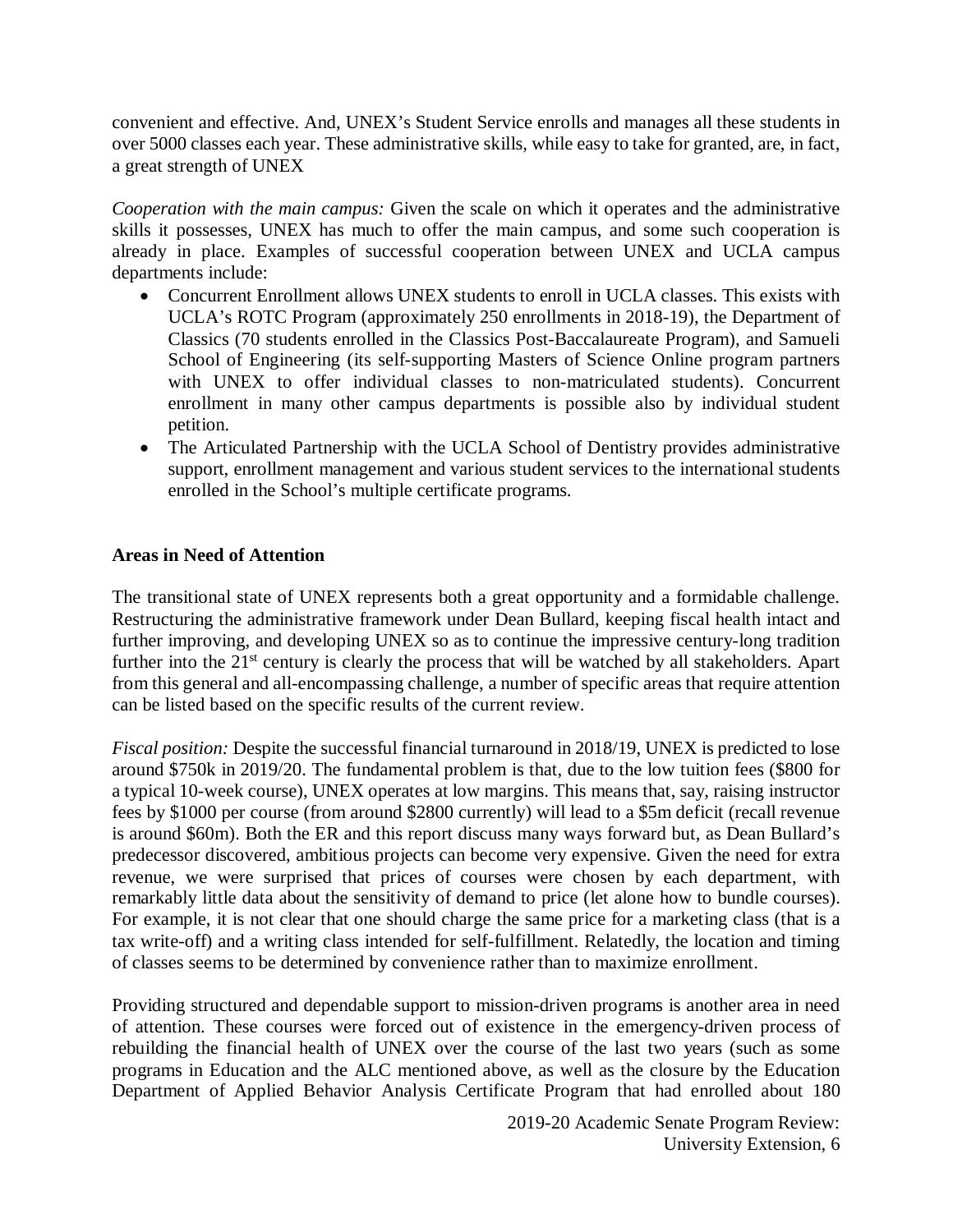convenient and effective. And, UNEX's Student Service enrolls and manages all these students in over 5000 classes each year. These administrative skills, while easy to take for granted, are, in fact, a great strength of UNEX

*Cooperation with the main campus:* Given the scale on which it operates and the administrative skills it possesses, UNEX has much to offer the main campus, and some such cooperation is already in place. Examples of successful cooperation between UNEX and UCLA campus departments include:

- Concurrent Enrollment allows UNEX students to enroll in UCLA classes. This exists with UCLA's ROTC Program (approximately 250 enrollments in 2018-19), the Department of Classics (70 students enrolled in the Classics Post-Baccalaureate Program), and Samueli School of Engineering (its self-supporting Masters of Science Online program partners with UNEX to offer individual classes to non-matriculated students). Concurrent enrollment in many other campus departments is possible also by individual student petition.
- The Articulated Partnership with the UCLA School of Dentistry provides administrative support, enrollment management and various student services to the international students enrolled in the School's multiple certificate programs.

**Areas in Need of Attention**

The transitional state of UNEX represents both a great opportunity and a formidable challenge. Restructuring the administrative framework under Dean Bullard, keeping fiscal health intact and further improving, and developing UNEX so as to continue the impressive century-long tradition further into the 21st century is clearly the process that will be watched by all stakeholders. Apart from this general and all-encompassing challenge, a number of specific areas that require attention can be listed based on the specific results of the current review.

*Fiscal position:* Despite the successful financial turnaround in 2018/19, UNEX is predicted to lose around $750k in 2019/20. The fundamental problem is that, due to the low tuition fees ($800 for a typical 10-week course), UNEX operates at low margins. This means that, say, raising instructor fees by $1000 per course (from around $2800 currently) will lead to a $5m deficit (recall revenue is around $60m). Both the ER and this report discuss many ways forward but, as Dean Bullard's predecessor discovered, ambitious projects can become very expensive. Given the need for extra revenue, we were surprised that prices of courses were chosen by each department, with remarkably little data about the sensitivity of demand to price (let alone how to bundle courses). For example, it is not clear that one should charge the same price for a marketing class (that is a tax write-off) and a writing class intended for self-fulfillment. Relatedly, the location and timing of classes seems to be determined by convenience rather than to maximize enrollment.

Providing structured and dependable support to mission-driven programs is another area in need of attention. These courses were forced out of existence in the emergency-driven process of rebuilding the financial health of UNEX over the course of the last two years (such as some programs in Education and the ALC mentioned above, as well as the closure by the Education Department of Applied Behavior Analysis Certificate Program that had enrolled about 180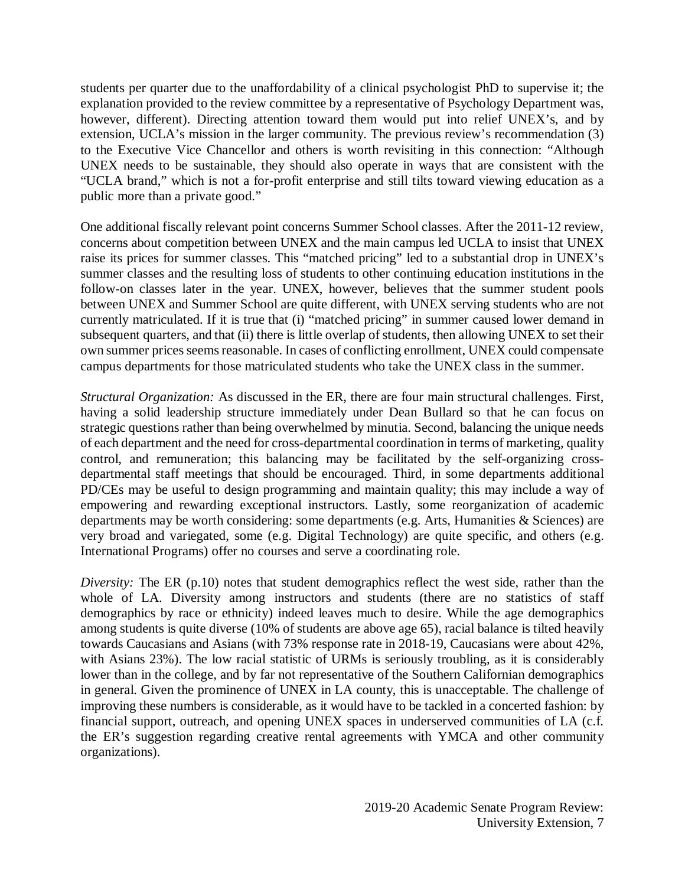students per quarter due to the unaffordability of a clinical psychologist PhD to supervise it; the explanation provided to the review committee by a representative of Psychology Department was, however, different). Directing attention toward them would put into relief UNEX's, and by extension, UCLA's mission in the larger community. The previous review's recommendation (3) to the Executive Vice Chancellor and others is worth revisiting in this connection: "Although UNEX needs to be sustainable, they should also operate in ways that are consistent with the "UCLA brand," which is not a for-profit enterprise and still tilts toward viewing education as a public more than a private good."

One additional fiscally relevant point concerns Summer School classes. After the 2011-12 review, concerns about competition between UNEX and the main campus led UCLA to insist that UNEX raise its prices for summer classes. This "matched pricing" led to a substantial drop in UNEX's summer classes and the resulting loss of students to other continuing education institutions in the follow-on classes later in the year. UNEX, however, believes that the summer student pools between UNEX and Summer School are quite different, with UNEX serving students who are not currently matriculated. If it is true that (i) "matched pricing" in summer caused lower demand in subsequent quarters, and that (ii) there is little overlap of students, then allowing UNEX to set their own summer prices seems reasonable. In cases of conflicting enrollment, UNEX could compensate campus departments for those matriculated students who take the UNEX class in the summer.

*Structural Organization:* As discussed in the ER, there are four main structural challenges. First, having a solid leadership structure immediately under Dean Bullard so that he can focus on strategic questions rather than being overwhelmed by minutia. Second, balancing the unique needs of each department and the need for cross-departmental coordination in terms of marketing, quality control, and remuneration; this balancing may be facilitated by the self-organizing cross-departmental staff meetings that should be encouraged. Third, in some departments additional PD/CEs may be useful to design programming and maintain quality; this may include a way of empowering and rewarding exceptional instructors. Lastly, some reorganization of academic departments may be worth considering: some departments (e.g. Arts, Humanities & Sciences) are very broad and variegated, some (e.g. Digital Technology) are quite specific, and others (e.g. International Programs) offer no courses and serve a coordinating role.

*Diversity:* The ER (p.10) notes that student demographics reflect the west side, rather than the whole of LA. Diversity among instructors and students (there are no statistics of staff demographics by race or ethnicity) indeed leaves much to desire. While the age demographics among students is quite diverse (10% of students are above age 65), racial balance is tilted heavily towards Caucasians and Asians (with 73% response rate in 2018-19, Caucasians were about 42%, with Asians 23%). The low racial statistic of URMs is seriously troubling, as it is considerably lower than in the college, and by far not representative of the Southern Californian demographics in general. Given the prominence of UNEX in LA county, this is unacceptable. The challenge of improving these numbers is considerable, as it would have to be tackled in a concerted fashion: by financial support, outreach, and opening UNEX spaces in underserved communities of LA (c.f. the ER's suggestion regarding creative rental agreements with YMCA and other community organizations).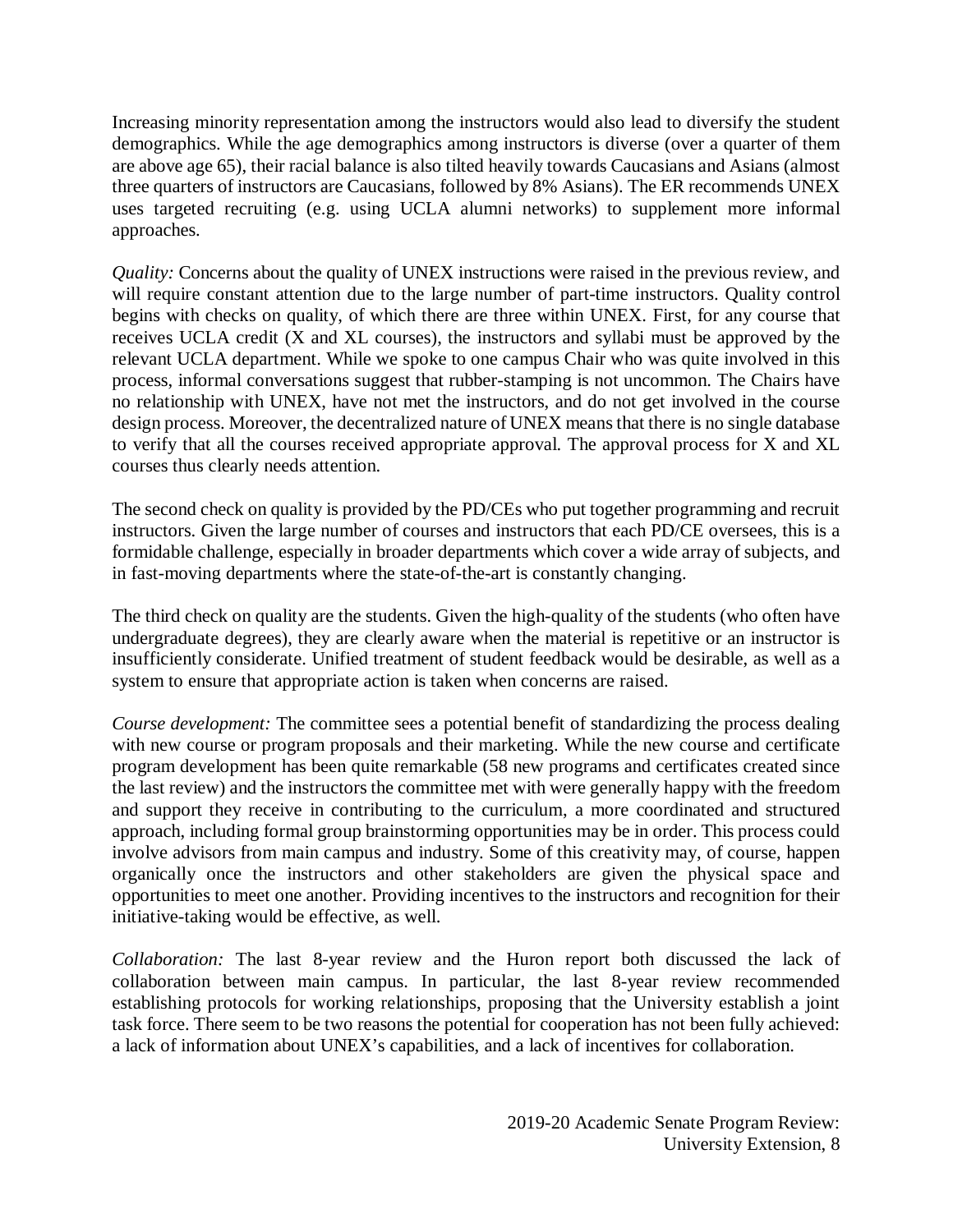Increasing minority representation among the instructors would also lead to diversify the student demographics. While the age demographics among instructors is diverse (over a quarter of them are above age 65), their racial balance is also tilted heavily towards Caucasians and Asians (almost three quarters of instructors are Caucasians, followed by 8% Asians). The ER recommends UNEX uses targeted recruiting (e.g. using UCLA alumni networks) to supplement more informal approaches.

*Quality:* Concerns about the quality of UNEX instructions were raised in the previous review, and will require constant attention due to the large number of part-time instructors. Quality control begins with checks on quality, of which there are three within UNEX. First, for any course that receives UCLA credit (X and XL courses), the instructors and syllabi must be approved by the relevant UCLA department. While we spoke to one campus Chair who was quite involved in this process, informal conversations suggest that rubber-stamping is not uncommon. The Chairs have no relationship with UNEX, have not met the instructors, and do not get involved in the course design process. Moreover, the decentralized nature of UNEX means that there is no single database to verify that all the courses received appropriate approval. The approval process for X and XL courses thus clearly needs attention.

The second check on quality is provided by the PD/CEs who put together programming and recruit instructors. Given the large number of courses and instructors that each PD/CE oversees, this is a formidable challenge, especially in broader departments which cover a wide array of subjects, and in fast-moving departments where the state-of-the-art is constantly changing.

The third check on quality are the students. Given the high-quality of the students (who often have undergraduate degrees), they are clearly aware when the material is repetitive or an instructor is insufficiently considerate. Unified treatment of student feedback would be desirable, as well as a system to ensure that appropriate action is taken when concerns are raised.

*Course development:* The committee sees a potential benefit of standardizing the process dealing with new course or program proposals and their marketing. While the new course and certificate program development has been quite remarkable (58 new programs and certificates created since the last review) and the instructors the committee met with were generally happy with the freedom and support they receive in contributing to the curriculum, a more coordinated and structured approach, including formal group brainstorming opportunities may be in order. This process could involve advisors from main campus and industry. Some of this creativity may, of course, happen organically once the instructors and other stakeholders are given the physical space and opportunities to meet one another. Providing incentives to the instructors and recognition for their initiative-taking would be effective, as well.

*Collaboration:* The last 8-year review and the Huron report both discussed the lack of collaboration between main campus. In particular, the last 8-year review recommended establishing protocols for working relationships, proposing that the University establish a joint task force. There seem to be two reasons the potential for cooperation has not been fully achieved: a lack of information about UNEX's capabilities, and a lack of incentives for collaboration.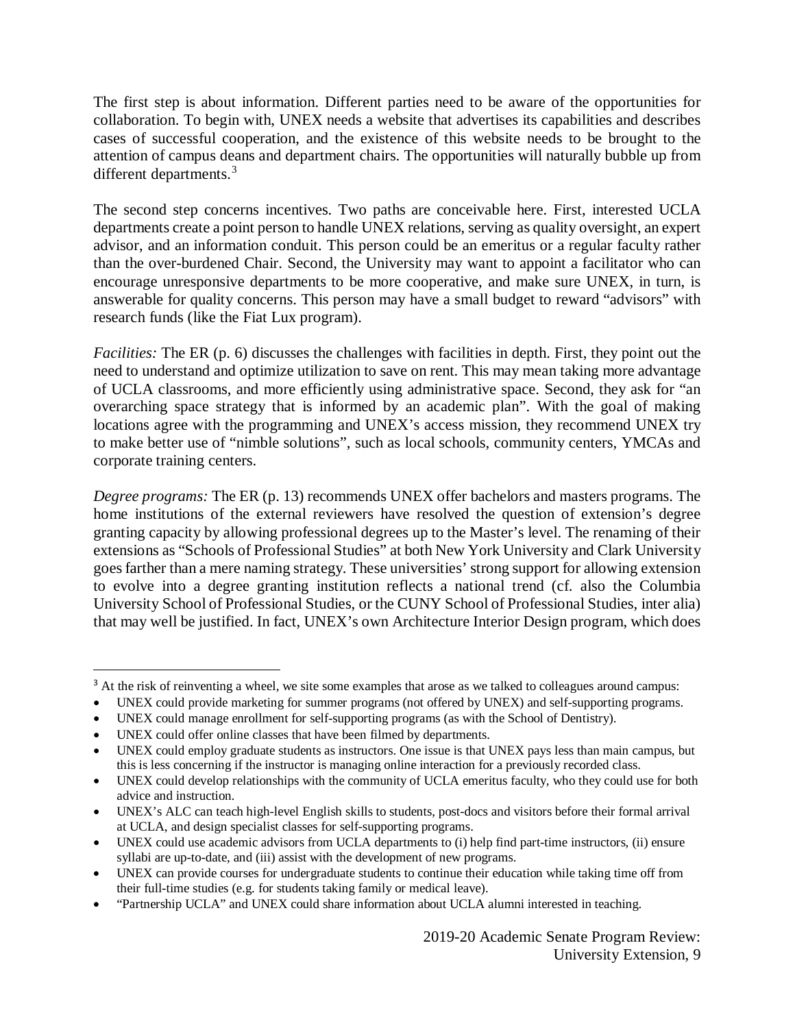The first step is about information. Different parties need to be aware of the opportunities for collaboration. To begin with, UNEX needs a website that advertises its capabilities and describes cases of successful cooperation, and the existence of this website needs to be brought to the attention of campus deans and department chairs. The opportunities will naturally bubble up from different departments.[3]

The second step concerns incentives. Two paths are conceivable here. First, interested UCLA departments create a point person to handle UNEX relations, serving as quality oversight, an expert advisor, and an information conduit. This person could be an emeritus or a regular faculty rather than the over-burdened Chair. Second, the University may want to appoint a facilitator who can encourage unresponsive departments to be more cooperative, and make sure UNEX, in turn, is answerable for quality concerns. This person may have a small budget to reward "advisors" with research funds (like the Fiat Lux program).

*Facilities:* The ER (p. 6) discusses the challenges with facilities in depth. First, they point out the need to understand and optimize utilization to save on rent. This may mean taking more advantage of UCLA classrooms, and more efficiently using administrative space. Second, they ask for "an overarching space strategy that is informed by an academic plan". With the goal of making locations agree with the programming and UNEX's access mission, they recommend UNEX try to make better use of "nimble solutions", such as local schools, community centers, YMCAs and corporate training centers.

*Degree programs:* The ER (p. 13) recommends UNEX offer bachelors and masters programs. The home institutions of the external reviewers have resolved the question of extension's degree granting capacity by allowing professional degrees up to the Master's level. The renaming of their extensions as "Schools of Professional Studies" at both New York University and Clark University goes farther than a mere naming strategy. These universities' strong support for allowing extension to evolve into a degree granting institution reflects a national trend (cf. also the Columbia University School of Professional Studies, or the CUNY School of Professional Studies, inter alia) that may well be justified. In fact, UNEX's own Architecture Interior Design program, which does

---

[3] At the risk of reinventing a wheel, we site some examples that arose as we talked to colleagues around campus:

- UNEX could provide marketing for summer programs (not offered by UNEX) and self-supporting programs.
- UNEX could manage enrollment for self-supporting programs (as with the School of Dentistry).
- UNEX could offer online classes that have been filmed by departments.
- UNEX could employ graduate students as instructors. One issue is that UNEX pays less than main campus, but this is less concerning if the instructor is managing online interaction for a previously recorded class.
- UNEX could develop relationships with the community of UCLA emeritus faculty, who they could use for both advice and instruction.
- UNEX's ALC can teach high-level English skills to students, post-docs and visitors before their formal arrival at UCLA, and design specialist classes for self-supporting programs.
- UNEX could use academic advisors from UCLA departments to (i) help find part-time instructors, (ii) ensure syllabi are up-to-date, and (iii) assist with the development of new programs.
- UNEX can provide courses for undergraduate students to continue their education while taking time off from their full-time studies (e.g. for students taking family or medical leave).
- "Partnership UCLA" and UNEX could share information about UCLA alumni interested in teaching.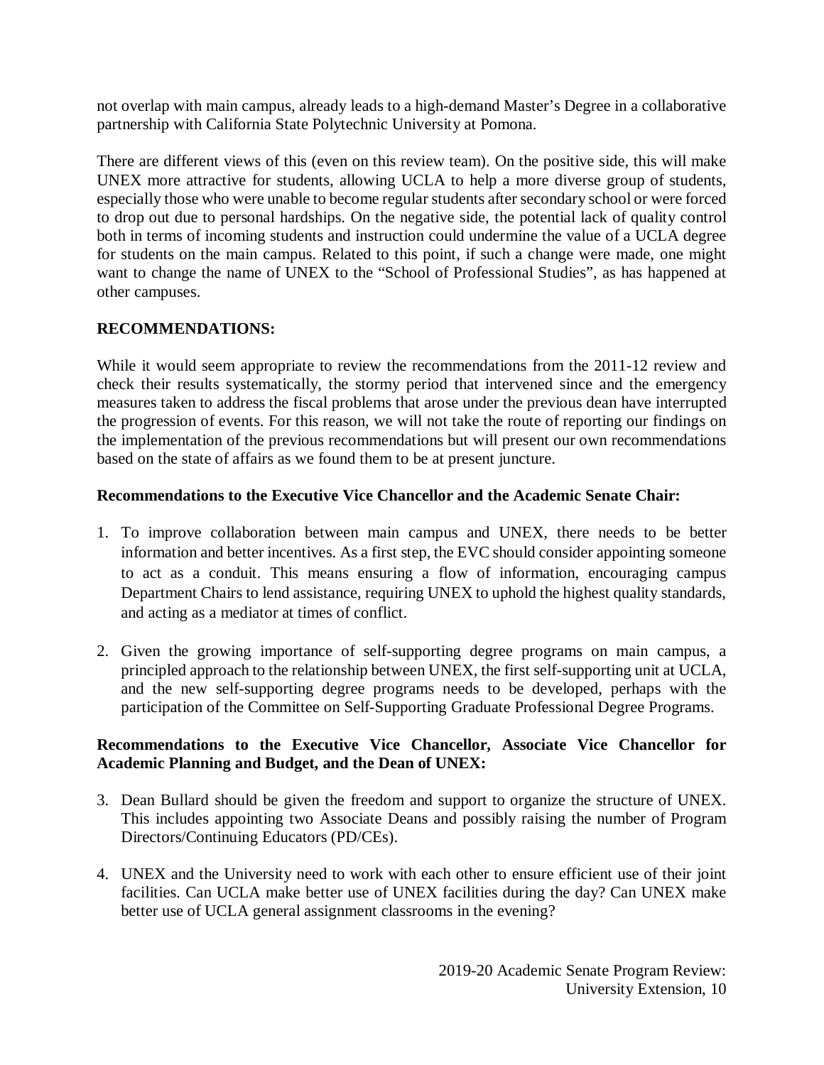not overlap with main campus, already leads to a high-demand Master's Degree in a collaborative partnership with California State Polytechnic University at Pomona.

There are different views of this (even on this review team). On the positive side, this will make UNEX more attractive for students, allowing UCLA to help a more diverse group of students, especially those who were unable to become regular students after secondary school or were forced to drop out due to personal hardships. On the negative side, the potential lack of quality control both in terms of incoming students and instruction could undermine the value of a UCLA degree for students on the main campus. Related to this point, if such a change were made, one might want to change the name of UNEX to the "School of Professional Studies", as has happened at other campuses.

## RECOMMENDATIONS:

While it would seem appropriate to review the recommendations from the 2011-12 review and check their results systematically, the stormy period that intervened since and the emergency measures taken to address the fiscal problems that arose under the previous dean have interrupted the progression of events. For this reason, we will not take the route of reporting our findings on the implementation of the previous recommendations but will present our own recommendations based on the state of affairs as we found them to be at present juncture.

### Recommendations to the Executive Vice Chancellor and the Academic Senate Chair:

1. To improve collaboration between main campus and UNEX, there needs to be better information and better incentives. As a first step, the EVC should consider appointing someone to act as a conduit. This means ensuring a flow of information, encouraging campus Department Chairs to lend assistance, requiring UNEX to uphold the highest quality standards, and acting as a mediator at times of conflict.

2. Given the growing importance of self-supporting degree programs on main campus, a principled approach to the relationship between UNEX, the first self-supporting unit at UCLA, and the new self-supporting degree programs needs to be developed, perhaps with the participation of the Committee on Self-Supporting Graduate Professional Degree Programs.

### Recommendations to the Executive Vice Chancellor, Associate Vice Chancellor for Academic Planning and Budget, and the Dean of UNEX:

3. Dean Bullard should be given the freedom and support to organize the structure of UNEX. This includes appointing two Associate Deans and possibly raising the number of Program Directors/Continuing Educators (PD/CEs).

4. UNEX and the University need to work with each other to ensure efficient use of their joint facilities. Can UCLA make better use of UNEX facilities during the day? Can UNEX make better use of UCLA general assignment classrooms in the evening?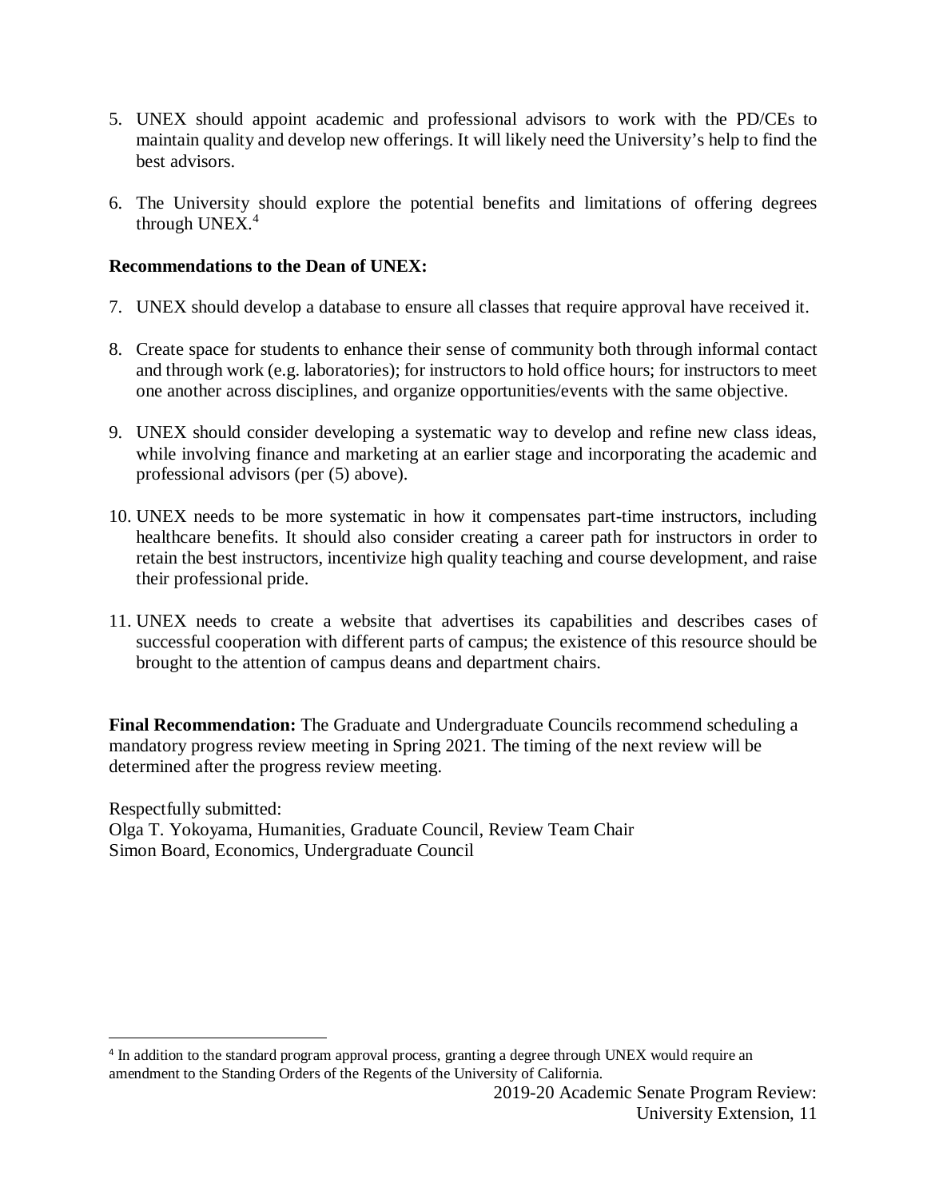5. UNEX should appoint academic and professional advisors to work with the PD/CEs to maintain quality and develop new offerings. It will likely need the University's help to find the best advisors.

6. The University should explore the potential benefits and limitations of offering degrees through UNEX.[4]

**Recommendations to the Dean of UNEX:**

7. UNEX should develop a database to ensure all classes that require approval have received it.

8. Create space for students to enhance their sense of community both through informal contact and through work (e.g. laboratories); for instructors to hold office hours; for instructors to meet one another across disciplines, and organize opportunities/events with the same objective.

9. UNEX should consider developing a systematic way to develop and refine new class ideas, while involving finance and marketing at an earlier stage and incorporating the academic and professional advisors (per (5) above).

10. UNEX needs to be more systematic in how it compensates part-time instructors, including healthcare benefits. It should also consider creating a career path for instructors in order to retain the best instructors, incentivize high quality teaching and course development, and raise their professional pride.

11. UNEX needs to create a website that advertises its capabilities and describes cases of successful cooperation with different parts of campus; the existence of this resource should be brought to the attention of campus deans and department chairs.

**Final Recommendation:** The Graduate and Undergraduate Councils recommend scheduling a mandatory progress review meeting in Spring 2021. The timing of the next review will be determined after the progress review meeting.

Respectfully submitted:
Olga T. Yokoyama, Humanities, Graduate Council, Review Team Chair
Simon Board, Economics, Undergraduate Council

[4] In addition to the standard program approval process, granting a degree through UNEX would require an amendment to the Standing Orders of the Regents of the University of California.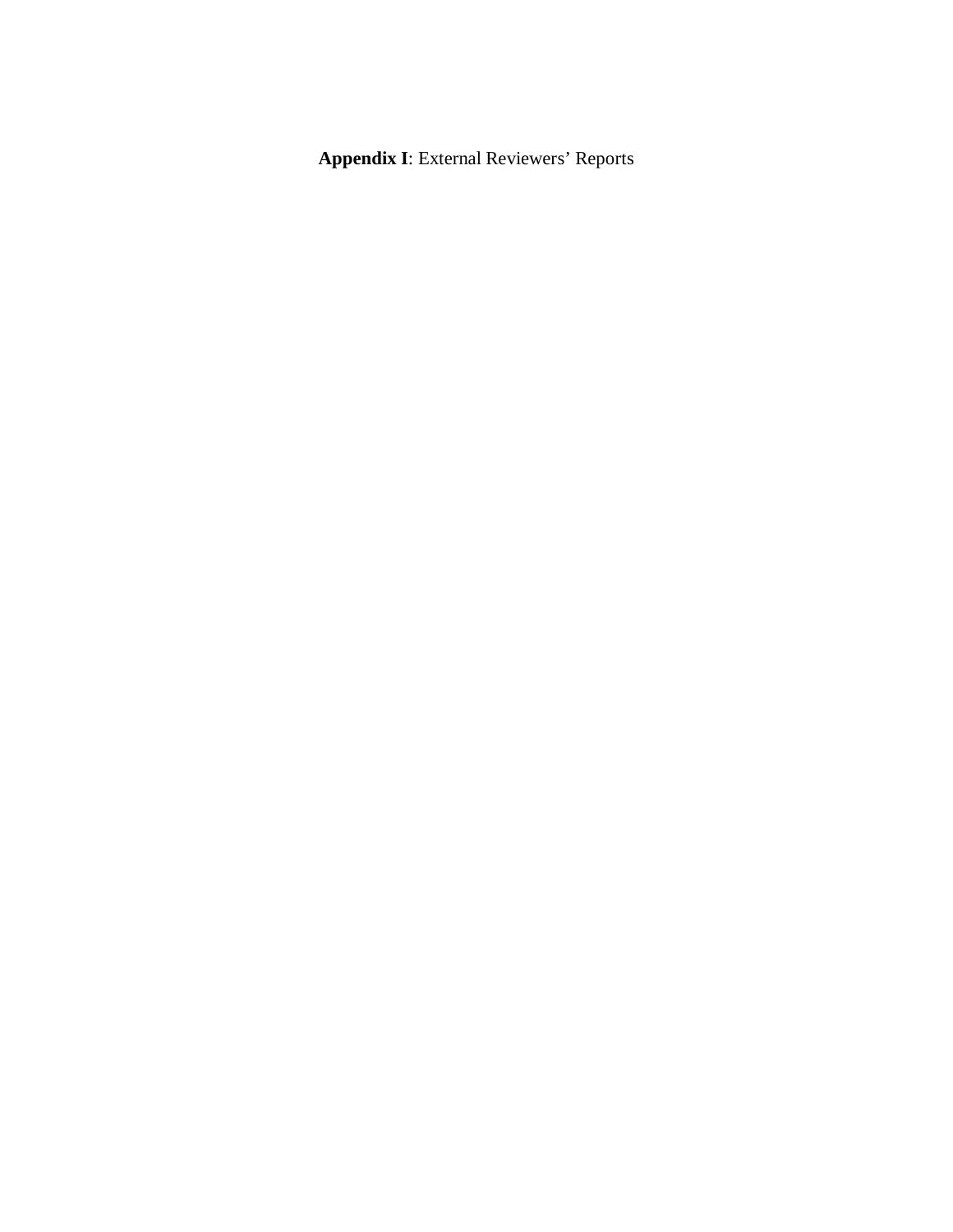**Appendix I**: External Reviewers' Reports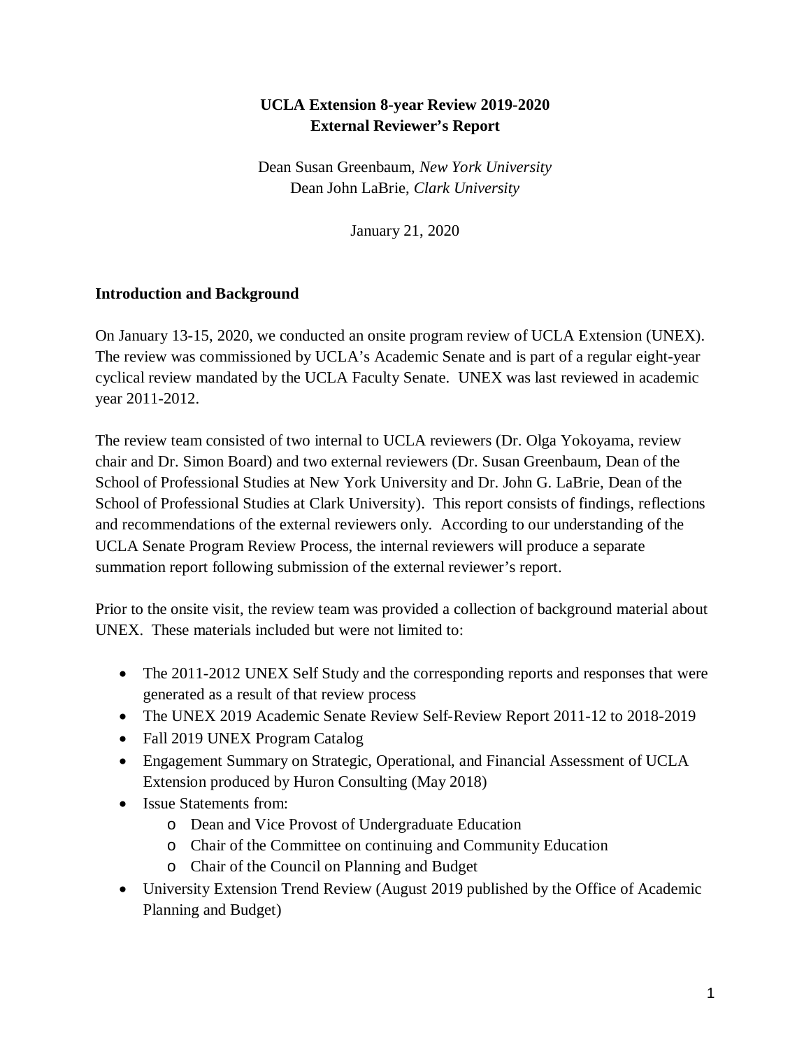**UCLA Extension 8-year Review 2019-2020**
**External Reviewer's Report**

Dean Susan Greenbaum, *New York University*
Dean John LaBrie, *Clark University*

January 21, 2020

## Introduction and Background

On January 13-15, 2020, we conducted an onsite program review of UCLA Extension (UNEX). The review was commissioned by UCLA's Academic Senate and is part of a regular eight-year cyclical review mandated by the UCLA Faculty Senate. UNEX was last reviewed in academic year 2011-2012.

The review team consisted of two internal to UCLA reviewers (Dr. Olga Yokoyama, review chair and Dr. Simon Board) and two external reviewers (Dr. Susan Greenbaum, Dean of the School of Professional Studies at New York University and Dr. John G. LaBrie, Dean of the School of Professional Studies at Clark University). This report consists of findings, reflections and recommendations of the external reviewers only. According to our understanding of the UCLA Senate Program Review Process, the internal reviewers will produce a separate summation report following submission of the external reviewer's report.

Prior to the onsite visit, the review team was provided a collection of background material about UNEX. These materials included but were not limited to:

- The 2011-2012 UNEX Self Study and the corresponding reports and responses that were generated as a result of that review process
- The UNEX 2019 Academic Senate Review Self-Review Report 2011-12 to 2018-2019
- Fall 2019 UNEX Program Catalog
- Engagement Summary on Strategic, Operational, and Financial Assessment of UCLA Extension produced by Huron Consulting (May 2018)
- Issue Statements from:
  - Dean and Vice Provost of Undergraduate Education
  - Chair of the Committee on continuing and Community Education
  - Chair of the Council on Planning and Budget
- University Extension Trend Review (August 2019 published by the Office of Academic Planning and Budget)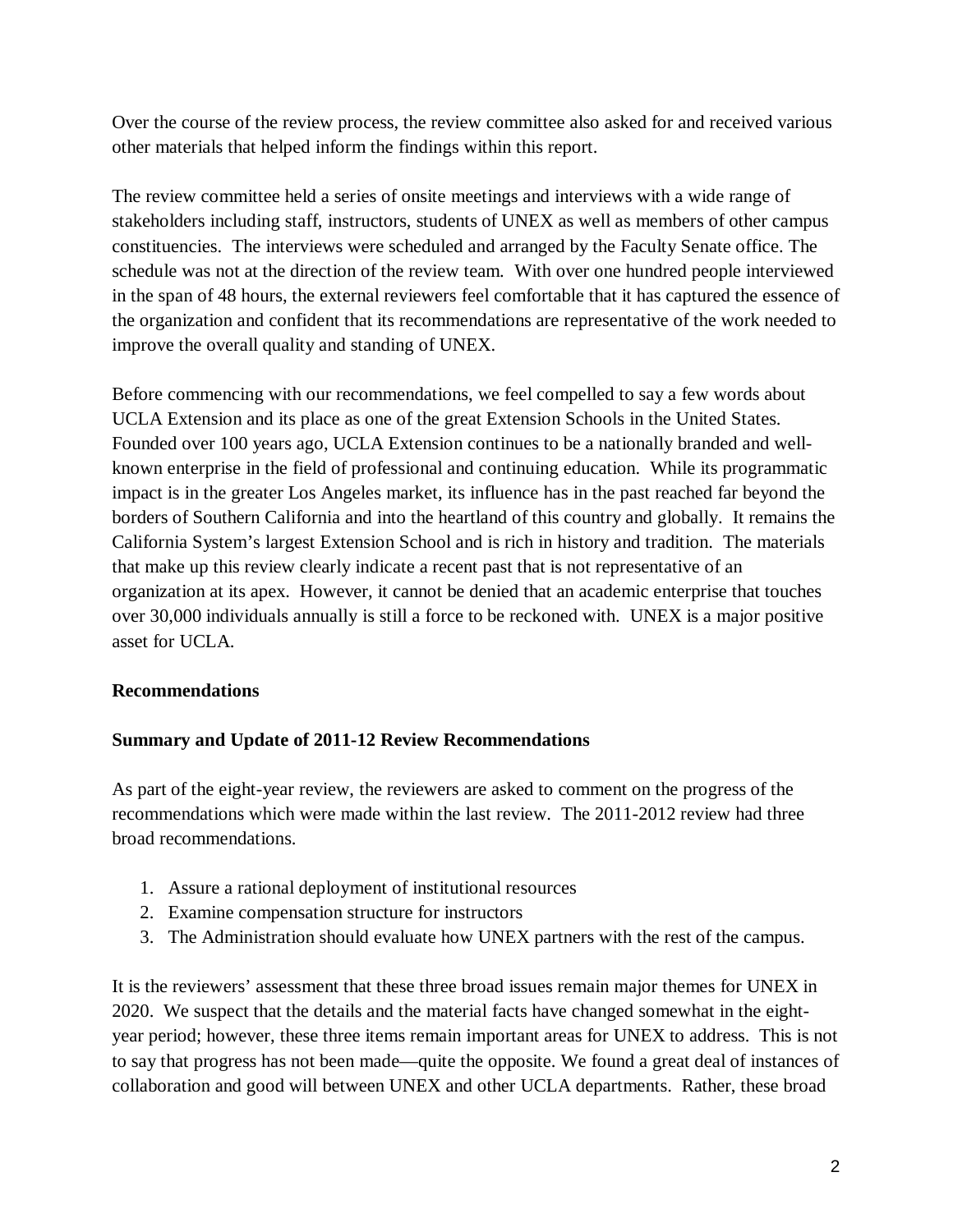Over the course of the review process, the review committee also asked for and received various other materials that helped inform the findings within this report.

The review committee held a series of onsite meetings and interviews with a wide range of stakeholders including staff, instructors, students of UNEX as well as members of other campus constituencies. The interviews were scheduled and arranged by the Faculty Senate office. The schedule was not at the direction of the review team. With over one hundred people interviewed in the span of 48 hours, the external reviewers feel comfortable that it has captured the essence of the organization and confident that its recommendations are representative of the work needed to improve the overall quality and standing of UNEX.

Before commencing with our recommendations, we feel compelled to say a few words about UCLA Extension and its place as one of the great Extension Schools in the United States. Founded over 100 years ago, UCLA Extension continues to be a nationally branded and well-known enterprise in the field of professional and continuing education. While its programmatic impact is in the greater Los Angeles market, its influence has in the past reached far beyond the borders of Southern California and into the heartland of this country and globally. It remains the California System's largest Extension School and is rich in history and tradition. The materials that make up this review clearly indicate a recent past that is not representative of an organization at its apex. However, it cannot be denied that an academic enterprise that touches over 30,000 individuals annually is still a force to be reckoned with. UNEX is a major positive asset for UCLA.

## Recommendations

### Summary and Update of 2011-12 Review Recommendations

As part of the eight-year review, the reviewers are asked to comment on the progress of the recommendations which were made within the last review. The 2011-2012 review had three broad recommendations.

1. Assure a rational deployment of institutional resources
2. Examine compensation structure for instructors
3. The Administration should evaluate how UNEX partners with the rest of the campus.

It is the reviewers' assessment that these three broad issues remain major themes for UNEX in 2020. We suspect that the details and the material facts have changed somewhat in the eight-year period; however, these three items remain important areas for UNEX to address. This is not to say that progress has not been made—quite the opposite. We found a great deal of instances of collaboration and good will between UNEX and other UCLA departments. Rather, these broad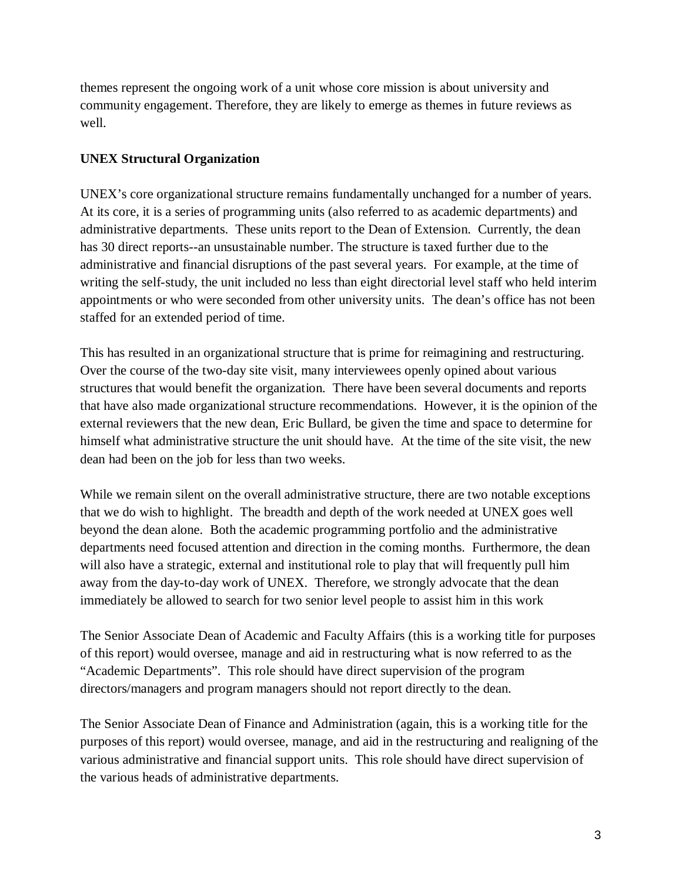themes represent the ongoing work of a unit whose core mission is about university and community engagement. Therefore, they are likely to emerge as themes in future reviews as well.

**UNEX Structural Organization**

UNEX's core organizational structure remains fundamentally unchanged for a number of years. At its core, it is a series of programming units (also referred to as academic departments) and administrative departments. These units report to the Dean of Extension. Currently, the dean has 30 direct reports--an unsustainable number. The structure is taxed further due to the administrative and financial disruptions of the past several years. For example, at the time of writing the self-study, the unit included no less than eight directorial level staff who held interim appointments or who were seconded from other university units. The dean's office has not been staffed for an extended period of time.

This has resulted in an organizational structure that is prime for reimagining and restructuring. Over the course of the two-day site visit, many interviewees openly opined about various structures that would benefit the organization. There have been several documents and reports that have also made organizational structure recommendations. However, it is the opinion of the external reviewers that the new dean, Eric Bullard, be given the time and space to determine for himself what administrative structure the unit should have. At the time of the site visit, the new dean had been on the job for less than two weeks.

While we remain silent on the overall administrative structure, there are two notable exceptions that we do wish to highlight. The breadth and depth of the work needed at UNEX goes well beyond the dean alone. Both the academic programming portfolio and the administrative departments need focused attention and direction in the coming months. Furthermore, the dean will also have a strategic, external and institutional role to play that will frequently pull him away from the day-to-day work of UNEX. Therefore, we strongly advocate that the dean immediately be allowed to search for two senior level people to assist him in this work

The Senior Associate Dean of Academic and Faculty Affairs (this is a working title for purposes of this report) would oversee, manage and aid in restructuring what is now referred to as the "Academic Departments". This role should have direct supervision of the program directors/managers and program managers should not report directly to the dean.

The Senior Associate Dean of Finance and Administration (again, this is a working title for the purposes of this report) would oversee, manage, and aid in the restructuring and realigning of the various administrative and financial support units. This role should have direct supervision of the various heads of administrative departments.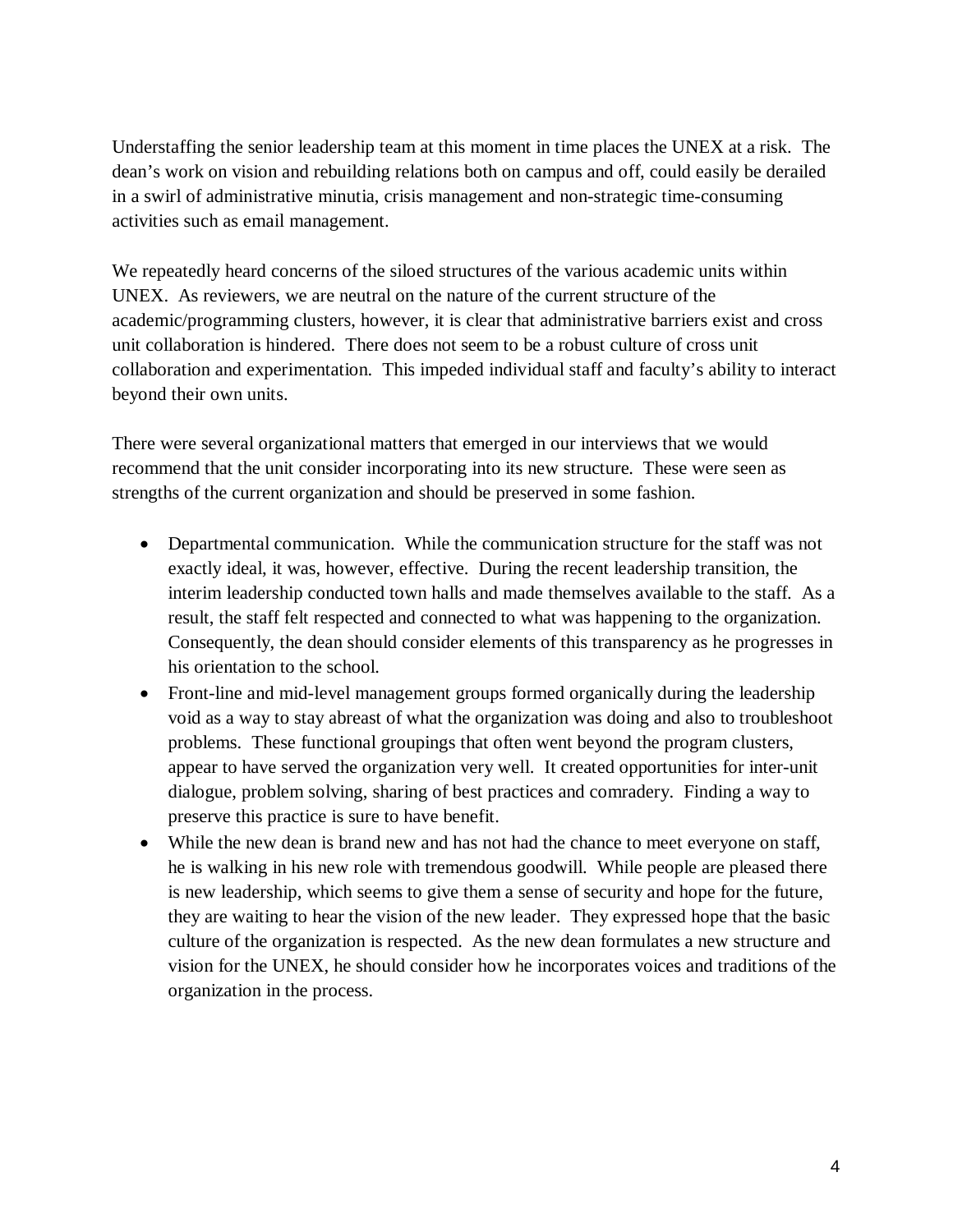Understaffing the senior leadership team at this moment in time places the UNEX at a risk. The dean's work on vision and rebuilding relations both on campus and off, could easily be derailed in a swirl of administrative minutia, crisis management and non-strategic time-consuming activities such as email management.

We repeatedly heard concerns of the siloed structures of the various academic units within UNEX. As reviewers, we are neutral on the nature of the current structure of the academic/programming clusters, however, it is clear that administrative barriers exist and cross unit collaboration is hindered. There does not seem to be a robust culture of cross unit collaboration and experimentation. This impeded individual staff and faculty's ability to interact beyond their own units.

There were several organizational matters that emerged in our interviews that we would recommend that the unit consider incorporating into its new structure. These were seen as strengths of the current organization and should be preserved in some fashion.

- Departmental communication. While the communication structure for the staff was not exactly ideal, it was, however, effective. During the recent leadership transition, the interim leadership conducted town halls and made themselves available to the staff. As a result, the staff felt respected and connected to what was happening to the organization. Consequently, the dean should consider elements of this transparency as he progresses in his orientation to the school.
- Front-line and mid-level management groups formed organically during the leadership void as a way to stay abreast of what the organization was doing and also to troubleshoot problems. These functional groupings that often went beyond the program clusters, appear to have served the organization very well. It created opportunities for inter-unit dialogue, problem solving, sharing of best practices and comradery. Finding a way to preserve this practice is sure to have benefit.
- While the new dean is brand new and has not had the chance to meet everyone on staff, he is walking in his new role with tremendous goodwill. While people are pleased there is new leadership, which seems to give them a sense of security and hope for the future, they are waiting to hear the vision of the new leader. They expressed hope that the basic culture of the organization is respected. As the new dean formulates a new structure and vision for the UNEX, he should consider how he incorporates voices and traditions of the organization in the process.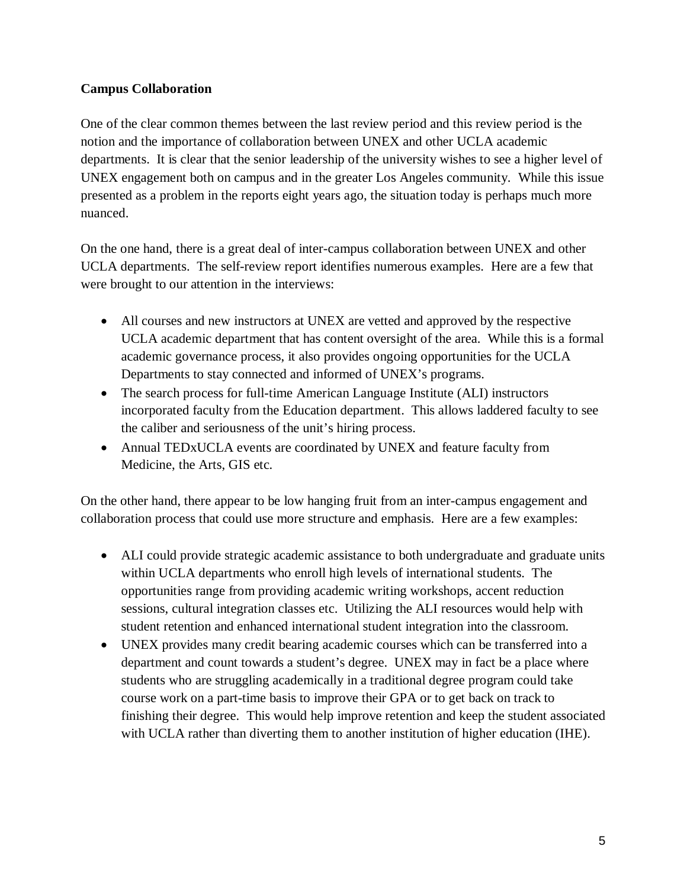**Campus Collaboration**

One of the clear common themes between the last review period and this review period is the notion and the importance of collaboration between UNEX and other UCLA academic departments. It is clear that the senior leadership of the university wishes to see a higher level of UNEX engagement both on campus and in the greater Los Angeles community. While this issue presented as a problem in the reports eight years ago, the situation today is perhaps much more nuanced.

On the one hand, there is a great deal of inter-campus collaboration between UNEX and other UCLA departments. The self-review report identifies numerous examples. Here are a few that were brought to our attention in the interviews:

- All courses and new instructors at UNEX are vetted and approved by the respective UCLA academic department that has content oversight of the area. While this is a formal academic governance process, it also provides ongoing opportunities for the UCLA Departments to stay connected and informed of UNEX's programs.
- The search process for full-time American Language Institute (ALI) instructors incorporated faculty from the Education department. This allows laddered faculty to see the caliber and seriousness of the unit's hiring process.
- Annual TEDxUCLA events are coordinated by UNEX and feature faculty from Medicine, the Arts, GIS etc.

On the other hand, there appear to be low hanging fruit from an inter-campus engagement and collaboration process that could use more structure and emphasis. Here are a few examples:

- ALI could provide strategic academic assistance to both undergraduate and graduate units within UCLA departments who enroll high levels of international students. The opportunities range from providing academic writing workshops, accent reduction sessions, cultural integration classes etc. Utilizing the ALI resources would help with student retention and enhanced international student integration into the classroom.
- UNEX provides many credit bearing academic courses which can be transferred into a department and count towards a student's degree. UNEX may in fact be a place where students who are struggling academically in a traditional degree program could take course work on a part-time basis to improve their GPA or to get back on track to finishing their degree. This would help improve retention and keep the student associated with UCLA rather than diverting them to another institution of higher education (IHE).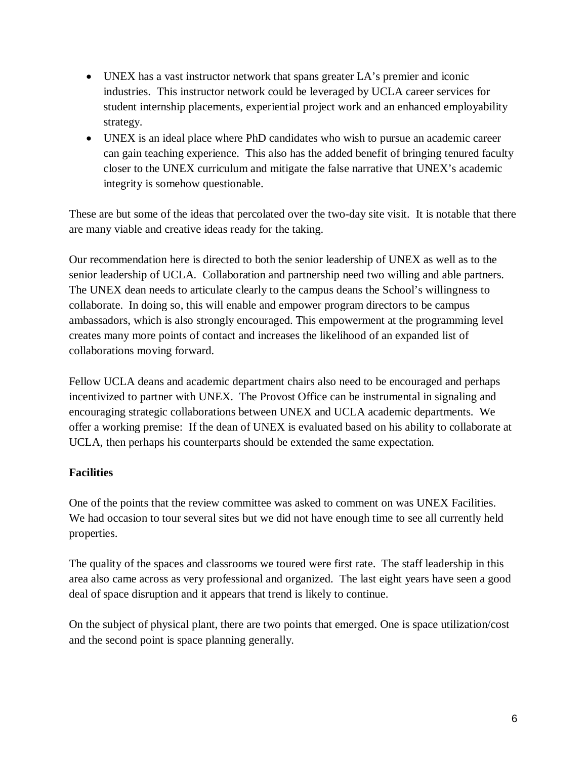- UNEX has a vast instructor network that spans greater LA's premier and iconic industries. This instructor network could be leveraged by UCLA career services for student internship placements, experiential project work and an enhanced employability strategy.
- UNEX is an ideal place where PhD candidates who wish to pursue an academic career can gain teaching experience. This also has the added benefit of bringing tenured faculty closer to the UNEX curriculum and mitigate the false narrative that UNEX's academic integrity is somehow questionable.

These are but some of the ideas that percolated over the two-day site visit. It is notable that there are many viable and creative ideas ready for the taking.

Our recommendation here is directed to both the senior leadership of UNEX as well as to the senior leadership of UCLA. Collaboration and partnership need two willing and able partners. The UNEX dean needs to articulate clearly to the campus deans the School's willingness to collaborate. In doing so, this will enable and empower program directors to be campus ambassadors, which is also strongly encouraged. This empowerment at the programming level creates many more points of contact and increases the likelihood of an expanded list of collaborations moving forward.

Fellow UCLA deans and academic department chairs also need to be encouraged and perhaps incentivized to partner with UNEX. The Provost Office can be instrumental in signaling and encouraging strategic collaborations between UNEX and UCLA academic departments. We offer a working premise: If the dean of UNEX is evaluated based on his ability to collaborate at UCLA, then perhaps his counterparts should be extended the same expectation.

**Facilities**

One of the points that the review committee was asked to comment on was UNEX Facilities. We had occasion to tour several sites but we did not have enough time to see all currently held properties.

The quality of the spaces and classrooms we toured were first rate. The staff leadership in this area also came across as very professional and organized. The last eight years have seen a good deal of space disruption and it appears that trend is likely to continue.

On the subject of physical plant, there are two points that emerged. One is space utilization/cost and the second point is space planning generally.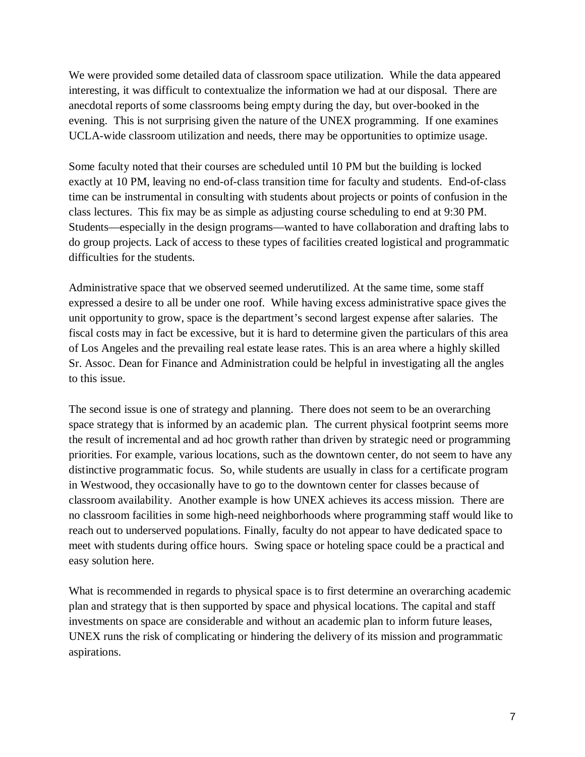We were provided some detailed data of classroom space utilization. While the data appeared interesting, it was difficult to contextualize the information we had at our disposal. There are anecdotal reports of some classrooms being empty during the day, but over-booked in the evening. This is not surprising given the nature of the UNEX programming. If one examines UCLA-wide classroom utilization and needs, there may be opportunities to optimize usage.

Some faculty noted that their courses are scheduled until 10 PM but the building is locked exactly at 10 PM, leaving no end-of-class transition time for faculty and students. End-of-class time can be instrumental in consulting with students about projects or points of confusion in the class lectures. This fix may be as simple as adjusting course scheduling to end at 9:30 PM. Students—especially in the design programs—wanted to have collaboration and drafting labs to do group projects. Lack of access to these types of facilities created logistical and programmatic difficulties for the students.

Administrative space that we observed seemed underutilized. At the same time, some staff expressed a desire to all be under one roof. While having excess administrative space gives the unit opportunity to grow, space is the department's second largest expense after salaries. The fiscal costs may in fact be excessive, but it is hard to determine given the particulars of this area of Los Angeles and the prevailing real estate lease rates. This is an area where a highly skilled Sr. Assoc. Dean for Finance and Administration could be helpful in investigating all the angles to this issue.

The second issue is one of strategy and planning. There does not seem to be an overarching space strategy that is informed by an academic plan. The current physical footprint seems more the result of incremental and ad hoc growth rather than driven by strategic need or programming priorities. For example, various locations, such as the downtown center, do not seem to have any distinctive programmatic focus. So, while students are usually in class for a certificate program in Westwood, they occasionally have to go to the downtown center for classes because of classroom availability. Another example is how UNEX achieves its access mission. There are no classroom facilities in some high-need neighborhoods where programming staff would like to reach out to underserved populations. Finally, faculty do not appear to have dedicated space to meet with students during office hours. Swing space or hoteling space could be a practical and easy solution here.

What is recommended in regards to physical space is to first determine an overarching academic plan and strategy that is then supported by space and physical locations. The capital and staff investments on space are considerable and without an academic plan to inform future leases, UNEX runs the risk of complicating or hindering the delivery of its mission and programmatic aspirations.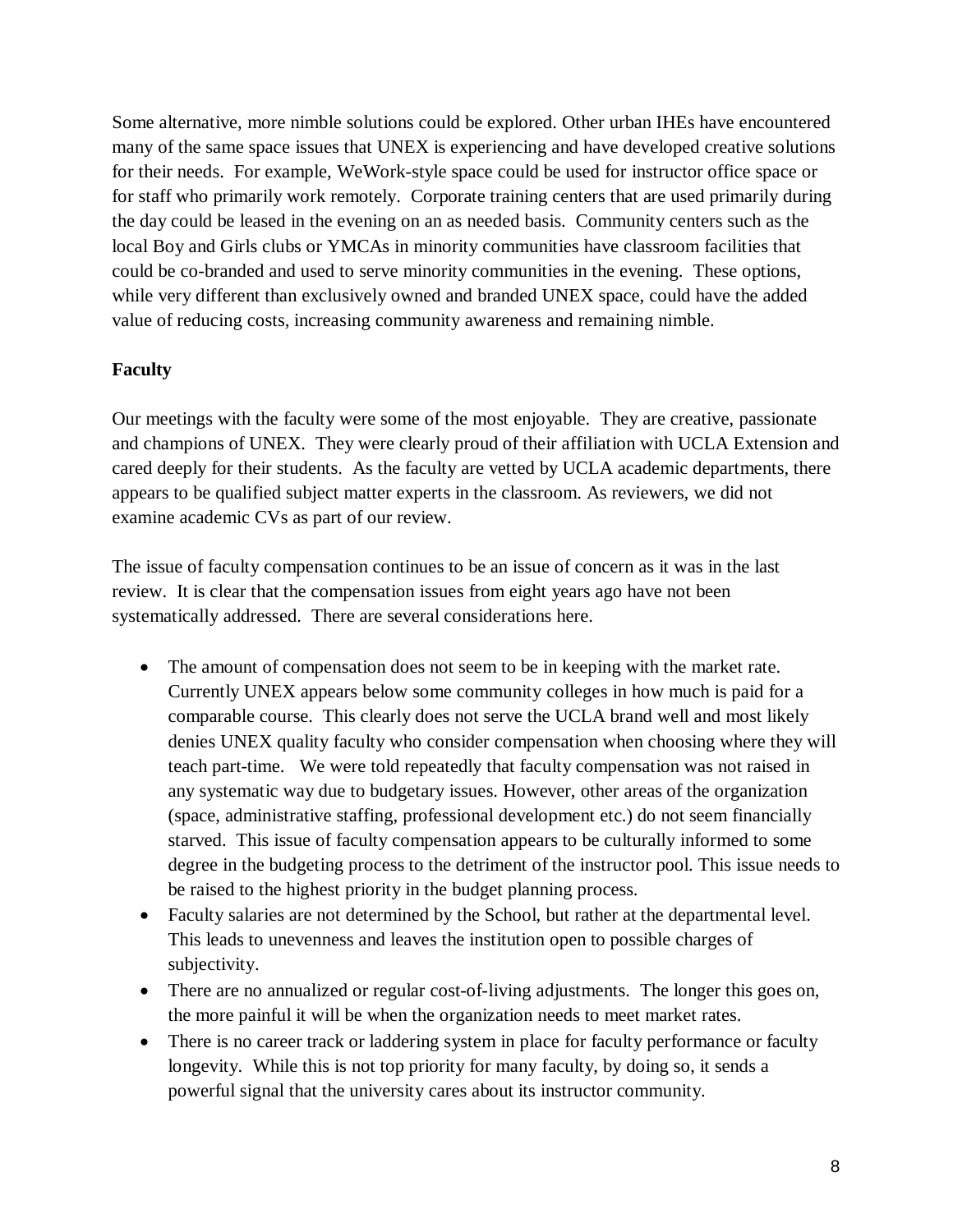Some alternative, more nimble solutions could be explored. Other urban IHEs have encountered many of the same space issues that UNEX is experiencing and have developed creative solutions for their needs. For example, WeWork-style space could be used for instructor office space or for staff who primarily work remotely. Corporate training centers that are used primarily during the day could be leased in the evening on an as needed basis. Community centers such as the local Boy and Girls clubs or YMCAs in minority communities have classroom facilities that could be co-branded and used to serve minority communities in the evening. These options, while very different than exclusively owned and branded UNEX space, could have the added value of reducing costs, increasing community awareness and remaining nimble.

**Faculty**

Our meetings with the faculty were some of the most enjoyable. They are creative, passionate and champions of UNEX. They were clearly proud of their affiliation with UCLA Extension and cared deeply for their students. As the faculty are vetted by UCLA academic departments, there appears to be qualified subject matter experts in the classroom. As reviewers, we did not examine academic CVs as part of our review.

The issue of faculty compensation continues to be an issue of concern as it was in the last review. It is clear that the compensation issues from eight years ago have not been systematically addressed. There are several considerations here.

- The amount of compensation does not seem to be in keeping with the market rate. Currently UNEX appears below some community colleges in how much is paid for a comparable course. This clearly does not serve the UCLA brand well and most likely denies UNEX quality faculty who consider compensation when choosing where they will teach part-time. We were told repeatedly that faculty compensation was not raised in any systematic way due to budgetary issues. However, other areas of the organization (space, administrative staffing, professional development etc.) do not seem financially starved. This issue of faculty compensation appears to be culturally informed to some degree in the budgeting process to the detriment of the instructor pool. This issue needs to be raised to the highest priority in the budget planning process.
- Faculty salaries are not determined by the School, but rather at the departmental level. This leads to unevenness and leaves the institution open to possible charges of subjectivity.
- There are no annualized or regular cost-of-living adjustments. The longer this goes on, the more painful it will be when the organization needs to meet market rates.
- There is no career track or laddering system in place for faculty performance or faculty longevity. While this is not top priority for many faculty, by doing so, it sends a powerful signal that the university cares about its instructor community.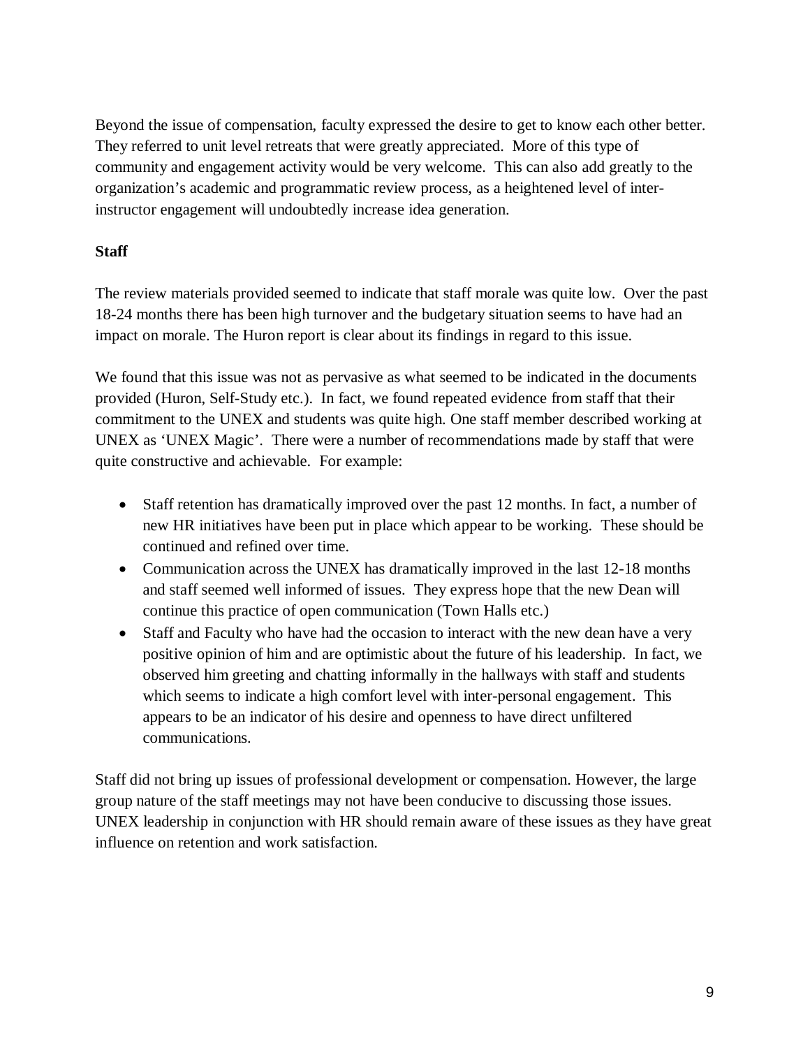Beyond the issue of compensation, faculty expressed the desire to get to know each other better. They referred to unit level retreats that were greatly appreciated. More of this type of community and engagement activity would be very welcome. This can also add greatly to the organization's academic and programmatic review process, as a heightened level of inter-instructor engagement will undoubtedly increase idea generation.

**Staff**

The review materials provided seemed to indicate that staff morale was quite low. Over the past 18-24 months there has been high turnover and the budgetary situation seems to have had an impact on morale. The Huron report is clear about its findings in regard to this issue.

We found that this issue was not as pervasive as what seemed to be indicated in the documents provided (Huron, Self-Study etc.). In fact, we found repeated evidence from staff that their commitment to the UNEX and students was quite high. One staff member described working at UNEX as 'UNEX Magic'. There were a number of recommendations made by staff that were quite constructive and achievable. For example:

- Staff retention has dramatically improved over the past 12 months. In fact, a number of new HR initiatives have been put in place which appear to be working. These should be continued and refined over time.
- Communication across the UNEX has dramatically improved in the last 12-18 months and staff seemed well informed of issues. They express hope that the new Dean will continue this practice of open communication (Town Halls etc.)
- Staff and Faculty who have had the occasion to interact with the new dean have a very positive opinion of him and are optimistic about the future of his leadership. In fact, we observed him greeting and chatting informally in the hallways with staff and students which seems to indicate a high comfort level with inter-personal engagement. This appears to be an indicator of his desire and openness to have direct unfiltered communications.

Staff did not bring up issues of professional development or compensation. However, the large group nature of the staff meetings may not have been conducive to discussing those issues. UNEX leadership in conjunction with HR should remain aware of these issues as they have great influence on retention and work satisfaction.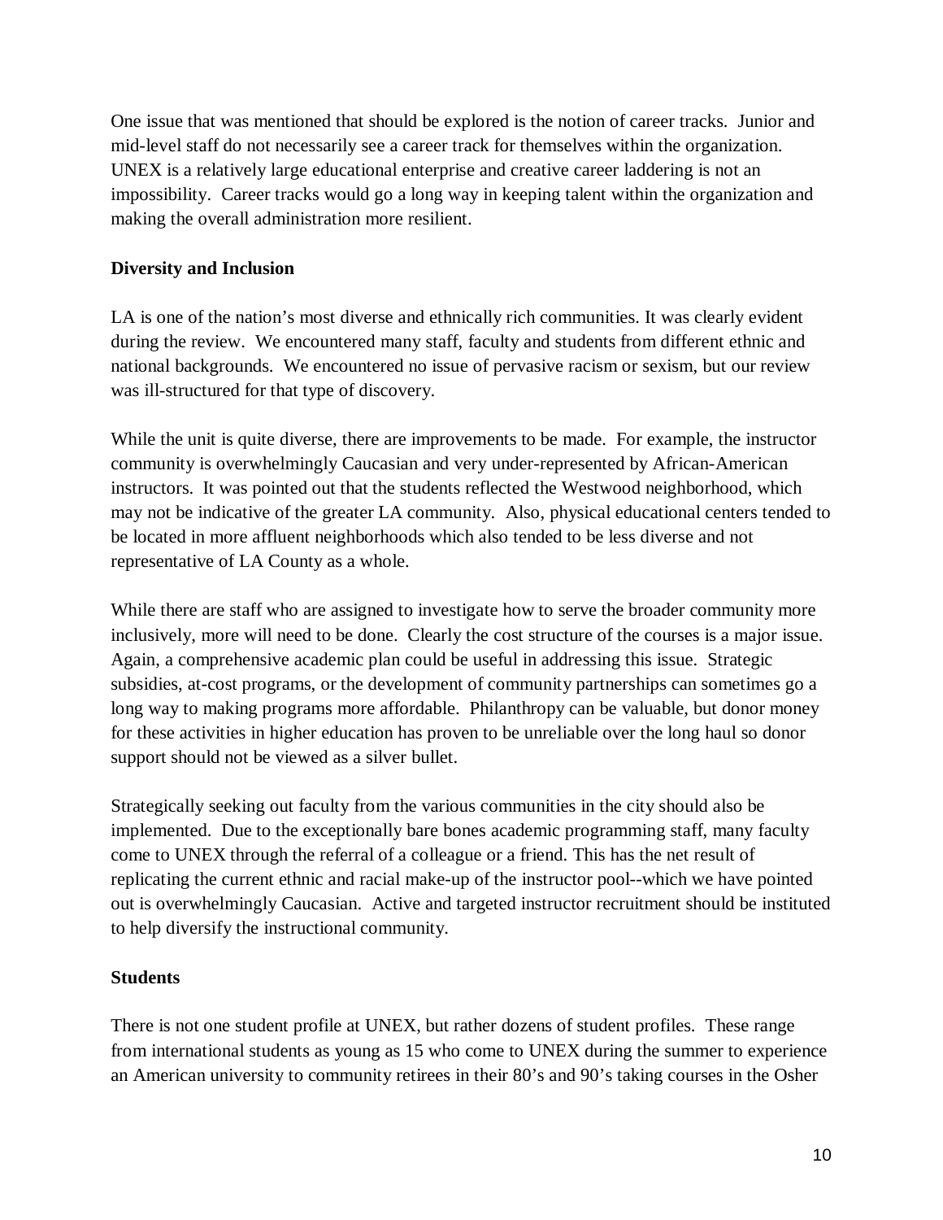One issue that was mentioned that should be explored is the notion of career tracks. Junior and mid-level staff do not necessarily see a career track for themselves within the organization. UNEX is a relatively large educational enterprise and creative career laddering is not an impossibility. Career tracks would go a long way in keeping talent within the organization and making the overall administration more resilient.

**Diversity and Inclusion**

LA is one of the nation's most diverse and ethnically rich communities. It was clearly evident during the review. We encountered many staff, faculty and students from different ethnic and national backgrounds. We encountered no issue of pervasive racism or sexism, but our review was ill-structured for that type of discovery.

While the unit is quite diverse, there are improvements to be made. For example, the instructor community is overwhelmingly Caucasian and very under-represented by African-American instructors. It was pointed out that the students reflected the Westwood neighborhood, which may not be indicative of the greater LA community. Also, physical educational centers tended to be located in more affluent neighborhoods which also tended to be less diverse and not representative of LA County as a whole.

While there are staff who are assigned to investigate how to serve the broader community more inclusively, more will need to be done. Clearly the cost structure of the courses is a major issue. Again, a comprehensive academic plan could be useful in addressing this issue. Strategic subsidies, at-cost programs, or the development of community partnerships can sometimes go a long way to making programs more affordable. Philanthropy can be valuable, but donor money for these activities in higher education has proven to be unreliable over the long haul so donor support should not be viewed as a silver bullet.

Strategically seeking out faculty from the various communities in the city should also be implemented. Due to the exceptionally bare bones academic programming staff, many faculty come to UNEX through the referral of a colleague or a friend. This has the net result of replicating the current ethnic and racial make-up of the instructor pool--which we have pointed out is overwhelmingly Caucasian. Active and targeted instructor recruitment should be instituted to help diversify the instructional community.

**Students**

There is not one student profile at UNEX, but rather dozens of student profiles. These range from international students as young as 15 who come to UNEX during the summer to experience an American university to community retirees in their 80's and 90's taking courses in the Osher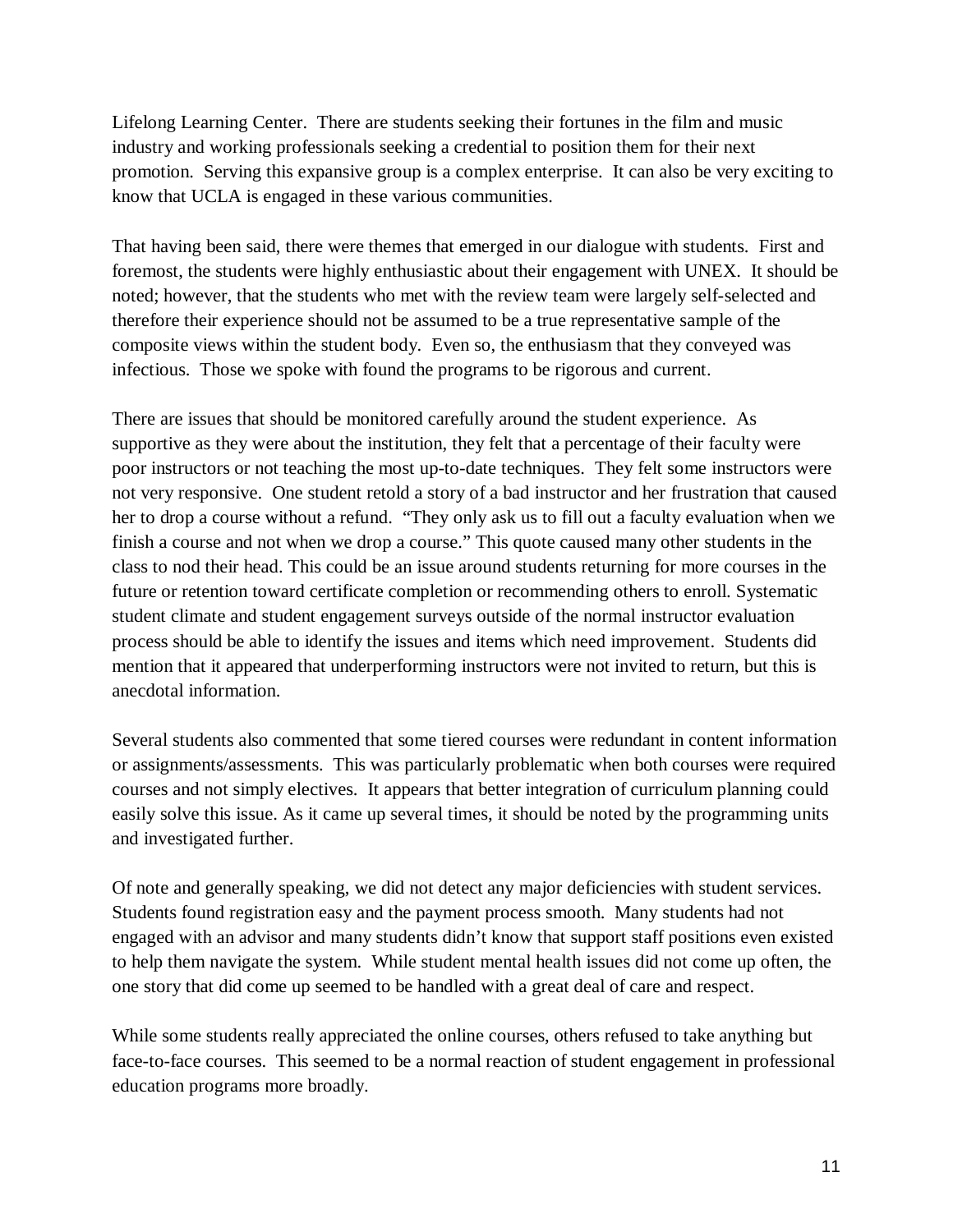Lifelong Learning Center. There are students seeking their fortunes in the film and music industry and working professionals seeking a credential to position them for their next promotion. Serving this expansive group is a complex enterprise. It can also be very exciting to know that UCLA is engaged in these various communities.

That having been said, there were themes that emerged in our dialogue with students. First and foremost, the students were highly enthusiastic about their engagement with UNEX. It should be noted; however, that the students who met with the review team were largely self-selected and therefore their experience should not be assumed to be a true representative sample of the composite views within the student body. Even so, the enthusiasm that they conveyed was infectious. Those we spoke with found the programs to be rigorous and current.

There are issues that should be monitored carefully around the student experience. As supportive as they were about the institution, they felt that a percentage of their faculty were poor instructors or not teaching the most up-to-date techniques. They felt some instructors were not very responsive. One student retold a story of a bad instructor and her frustration that caused her to drop a course without a refund. "They only ask us to fill out a faculty evaluation when we finish a course and not when we drop a course." This quote caused many other students in the class to nod their head. This could be an issue around students returning for more courses in the future or retention toward certificate completion or recommending others to enroll. Systematic student climate and student engagement surveys outside of the normal instructor evaluation process should be able to identify the issues and items which need improvement. Students did mention that it appeared that underperforming instructors were not invited to return, but this is anecdotal information.

Several students also commented that some tiered courses were redundant in content information or assignments/assessments. This was particularly problematic when both courses were required courses and not simply electives. It appears that better integration of curriculum planning could easily solve this issue. As it came up several times, it should be noted by the programming units and investigated further.

Of note and generally speaking, we did not detect any major deficiencies with student services. Students found registration easy and the payment process smooth. Many students had not engaged with an advisor and many students didn't know that support staff positions even existed to help them navigate the system. While student mental health issues did not come up often, the one story that did come up seemed to be handled with a great deal of care and respect.

While some students really appreciated the online courses, others refused to take anything but face-to-face courses. This seemed to be a normal reaction of student engagement in professional education programs more broadly.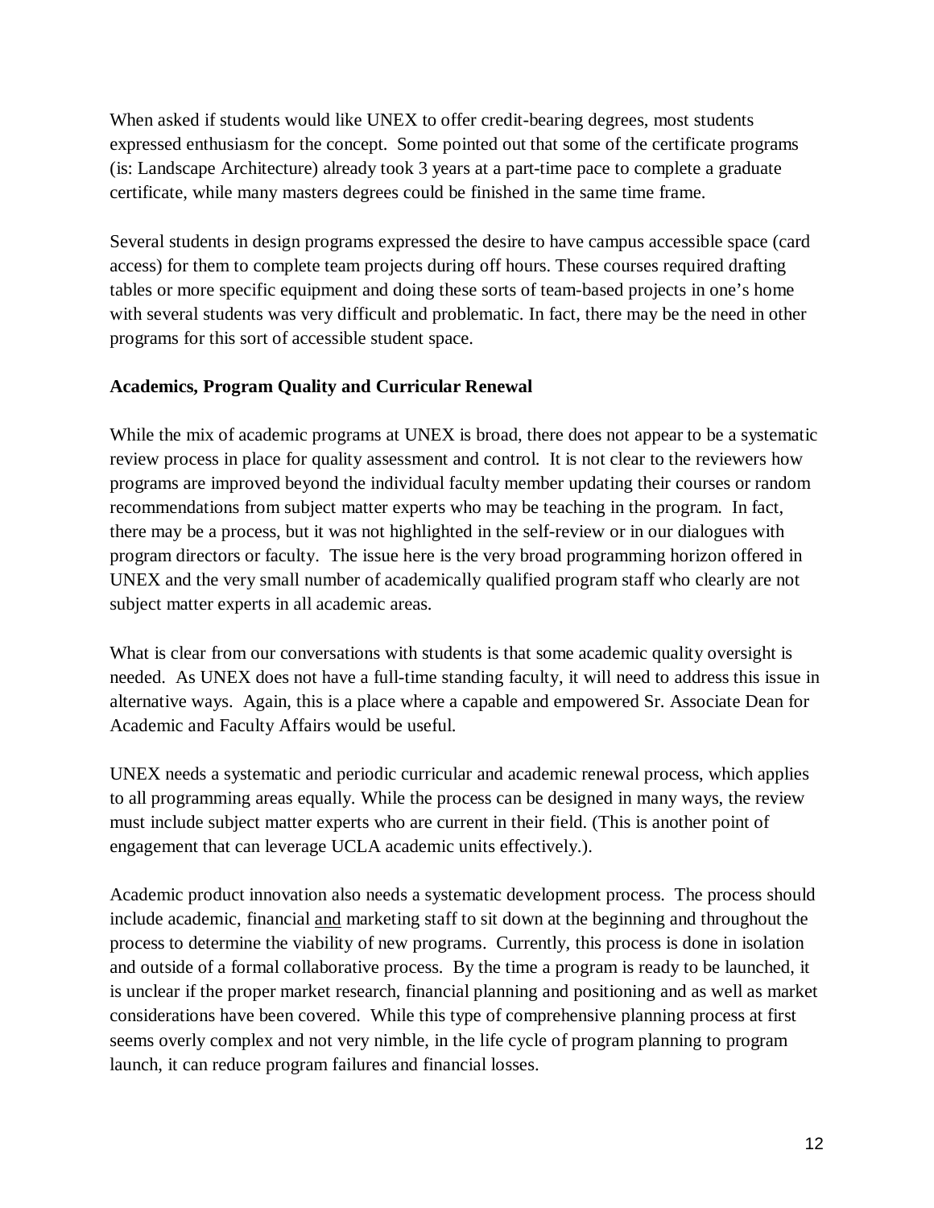When asked if students would like UNEX to offer credit-bearing degrees, most students expressed enthusiasm for the concept. Some pointed out that some of the certificate programs (is: Landscape Architecture) already took 3 years at a part-time pace to complete a graduate certificate, while many masters degrees could be finished in the same time frame.

Several students in design programs expressed the desire to have campus accessible space (card access) for them to complete team projects during off hours. These courses required drafting tables or more specific equipment and doing these sorts of team-based projects in one's home with several students was very difficult and problematic. In fact, there may be the need in other programs for this sort of accessible student space.

**Academics, Program Quality and Curricular Renewal**

While the mix of academic programs at UNEX is broad, there does not appear to be a systematic review process in place for quality assessment and control. It is not clear to the reviewers how programs are improved beyond the individual faculty member updating their courses or random recommendations from subject matter experts who may be teaching in the program. In fact, there may be a process, but it was not highlighted in the self-review or in our dialogues with program directors or faculty. The issue here is the very broad programming horizon offered in UNEX and the very small number of academically qualified program staff who clearly are not subject matter experts in all academic areas.

What is clear from our conversations with students is that some academic quality oversight is needed. As UNEX does not have a full-time standing faculty, it will need to address this issue in alternative ways. Again, this is a place where a capable and empowered Sr. Associate Dean for Academic and Faculty Affairs would be useful.

UNEX needs a systematic and periodic curricular and academic renewal process, which applies to all programming areas equally. While the process can be designed in many ways, the review must include subject matter experts who are current in their field. (This is another point of engagement that can leverage UCLA academic units effectively.).

Academic product innovation also needs a systematic development process. The process should include academic, financial <u>and</u> marketing staff to sit down at the beginning and throughout the process to determine the viability of new programs. Currently, this process is done in isolation and outside of a formal collaborative process. By the time a program is ready to be launched, it is unclear if the proper market research, financial planning and positioning and as well as market considerations have been covered. While this type of comprehensive planning process at first seems overly complex and not very nimble, in the life cycle of program planning to program launch, it can reduce program failures and financial losses.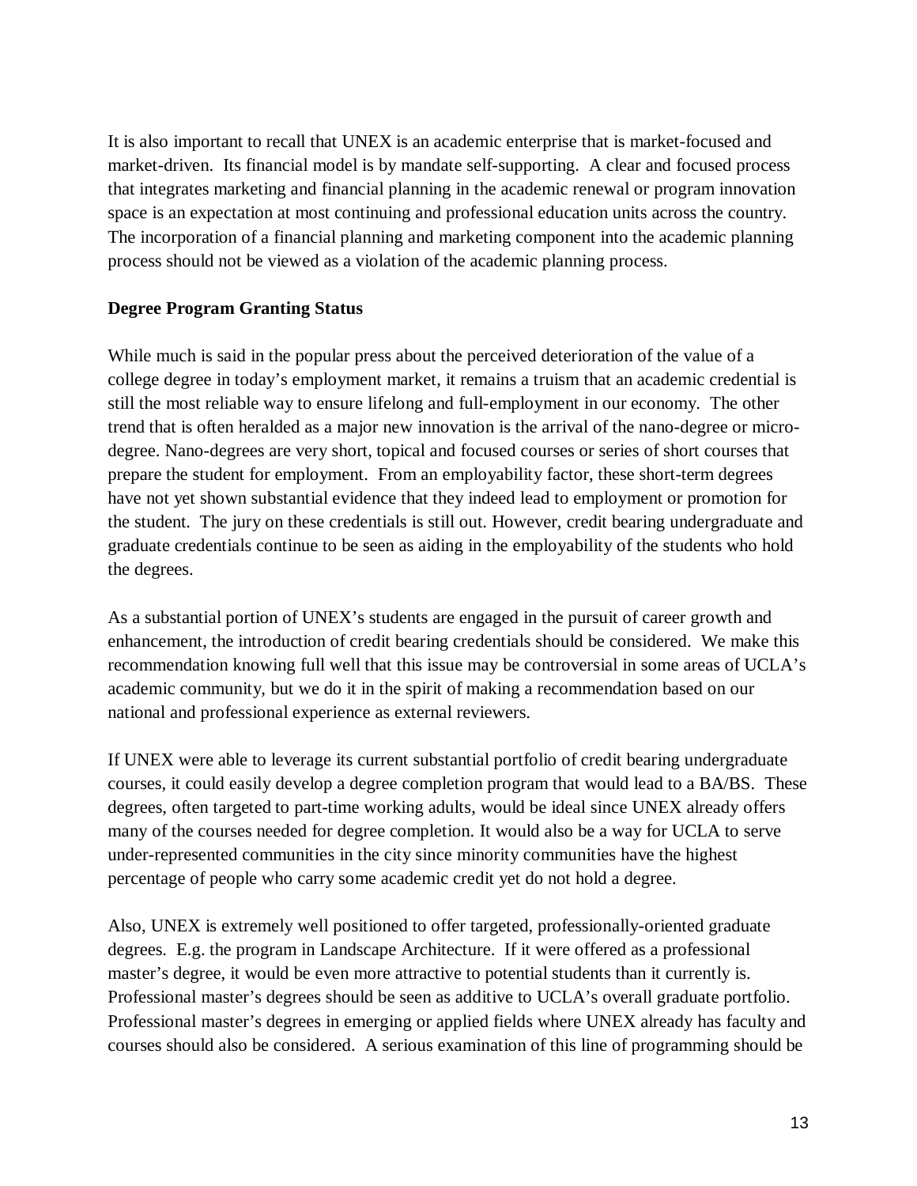It is also important to recall that UNEX is an academic enterprise that is market-focused and market-driven. Its financial model is by mandate self-supporting. A clear and focused process that integrates marketing and financial planning in the academic renewal or program innovation space is an expectation at most continuing and professional education units across the country. The incorporation of a financial planning and marketing component into the academic planning process should not be viewed as a violation of the academic planning process.

**Degree Program Granting Status**

While much is said in the popular press about the perceived deterioration of the value of a college degree in today's employment market, it remains a truism that an academic credential is still the most reliable way to ensure lifelong and full-employment in our economy. The other trend that is often heralded as a major new innovation is the arrival of the nano-degree or micro-degree. Nano-degrees are very short, topical and focused courses or series of short courses that prepare the student for employment. From an employability factor, these short-term degrees have not yet shown substantial evidence that they indeed lead to employment or promotion for the student. The jury on these credentials is still out. However, credit bearing undergraduate and graduate credentials continue to be seen as aiding in the employability of the students who hold the degrees.

As a substantial portion of UNEX's students are engaged in the pursuit of career growth and enhancement, the introduction of credit bearing credentials should be considered. We make this recommendation knowing full well that this issue may be controversial in some areas of UCLA's academic community, but we do it in the spirit of making a recommendation based on our national and professional experience as external reviewers.

If UNEX were able to leverage its current substantial portfolio of credit bearing undergraduate courses, it could easily develop a degree completion program that would lead to a BA/BS. These degrees, often targeted to part-time working adults, would be ideal since UNEX already offers many of the courses needed for degree completion. It would also be a way for UCLA to serve under-represented communities in the city since minority communities have the highest percentage of people who carry some academic credit yet do not hold a degree.

Also, UNEX is extremely well positioned to offer targeted, professionally-oriented graduate degrees. E.g. the program in Landscape Architecture. If it were offered as a professional master's degree, it would be even more attractive to potential students than it currently is. Professional master's degrees should be seen as additive to UCLA's overall graduate portfolio. Professional master's degrees in emerging or applied fields where UNEX already has faculty and courses should also be considered. A serious examination of this line of programming should be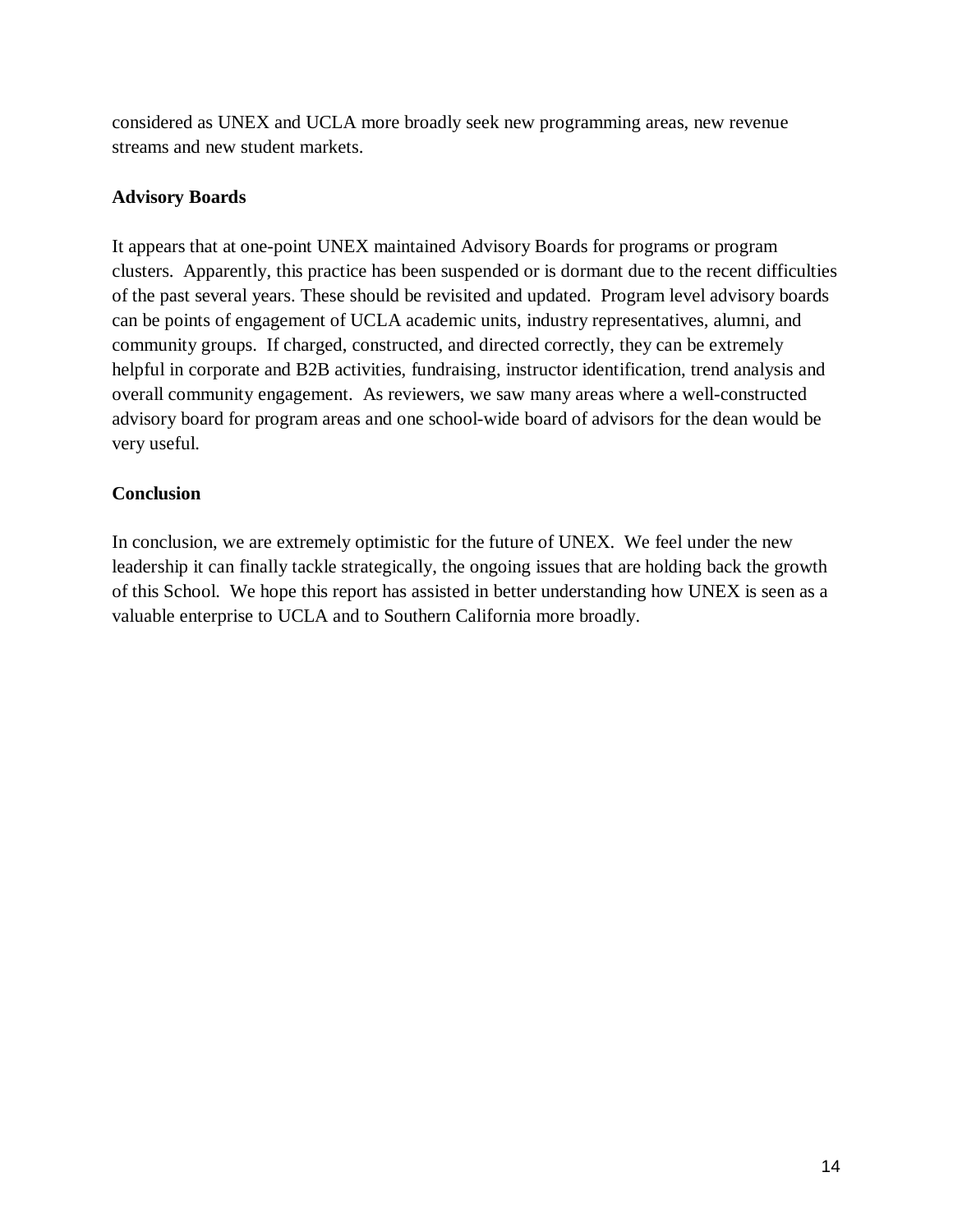considered as UNEX and UCLA more broadly seek new programming areas, new revenue streams and new student markets.

**Advisory Boards**

It appears that at one-point UNEX maintained Advisory Boards for programs or program clusters. Apparently, this practice has been suspended or is dormant due to the recent difficulties of the past several years. These should be revisited and updated. Program level advisory boards can be points of engagement of UCLA academic units, industry representatives, alumni, and community groups. If charged, constructed, and directed correctly, they can be extremely helpful in corporate and B2B activities, fundraising, instructor identification, trend analysis and overall community engagement. As reviewers, we saw many areas where a well-constructed advisory board for program areas and one school-wide board of advisors for the dean would be very useful.

**Conclusion**

In conclusion, we are extremely optimistic for the future of UNEX. We feel under the new leadership it can finally tackle strategically, the ongoing issues that are holding back the growth of this School. We hope this report has assisted in better understanding how UNEX is seen as a valuable enterprise to UCLA and to Southern California more broadly.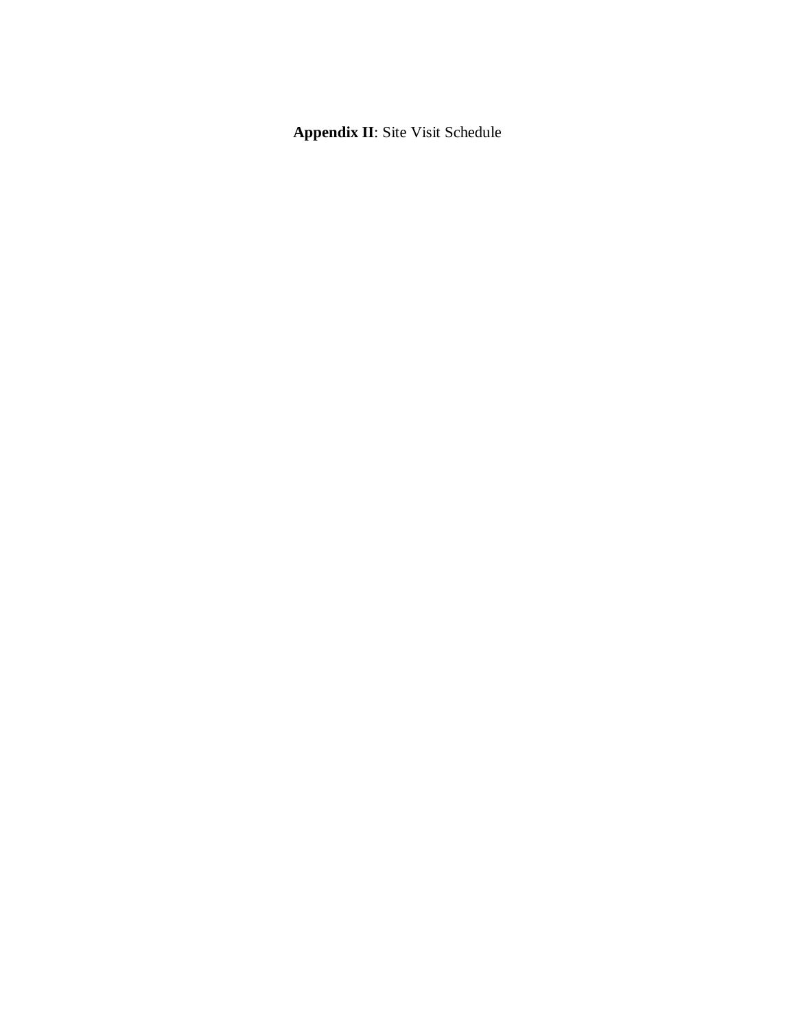**Appendix II**: Site Visit Schedule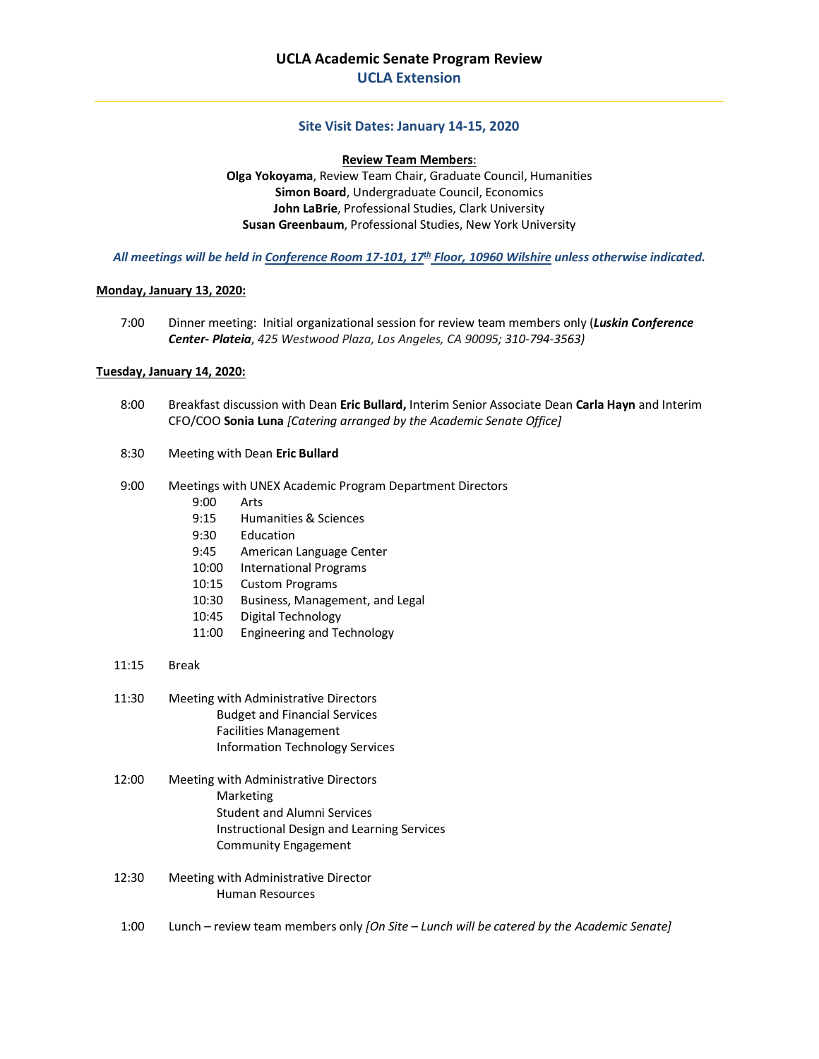## UCLA Academic Senate Program Review
## UCLA Extension

---

### Site Visit Dates: January 14-15, 2020

**Review Team Members**:
**Olga Yokoyama**, Review Team Chair, Graduate Council, Humanities
**Simon Board**, Undergraduate Council, Economics
**John LaBrie**, Professional Studies, Clark University
**Susan Greenbaum**, Professional Studies, New York University

***All meetings will be held in Conference Room 17-101, 17th Floor, 10960 Wilshire unless otherwise indicated.***

**Monday, January 13, 2020:**

7:00 Dinner meeting: Initial organizational session for review team members only (***Luskin Conference Center- Plateia***, *425 Westwood Plaza, Los Angeles, CA 90095; 310-794-3563)*

**Tuesday, January 14, 2020:**

8:00 Breakfast discussion with Dean **Eric Bullard,** Interim Senior Associate Dean **Carla Hayn** and Interim CFO/COO **Sonia Luna** *[Catering arranged by the Academic Senate Office]*

8:30 Meeting with Dean **Eric Bullard**

9:00 Meetings with UNEX Academic Program Department Directors
- 9:00 Arts
- 9:15 Humanities & Sciences
- 9:30 Education
- 9:45 American Language Center
- 10:00 International Programs
- 10:15 Custom Programs
- 10:30 Business, Management, and Legal
- 10:45 Digital Technology
- 11:00 Engineering and Technology

11:15 Break

11:30 Meeting with Administrative Directors
- Budget and Financial Services
- Facilities Management
- Information Technology Services

12:00 Meeting with Administrative Directors
- Marketing
- Student and Alumni Services
- Instructional Design and Learning Services
- Community Engagement

12:30 Meeting with Administrative Director
- Human Resources

1:00 Lunch – review team members only *[On Site – Lunch will be catered by the Academic Senate]*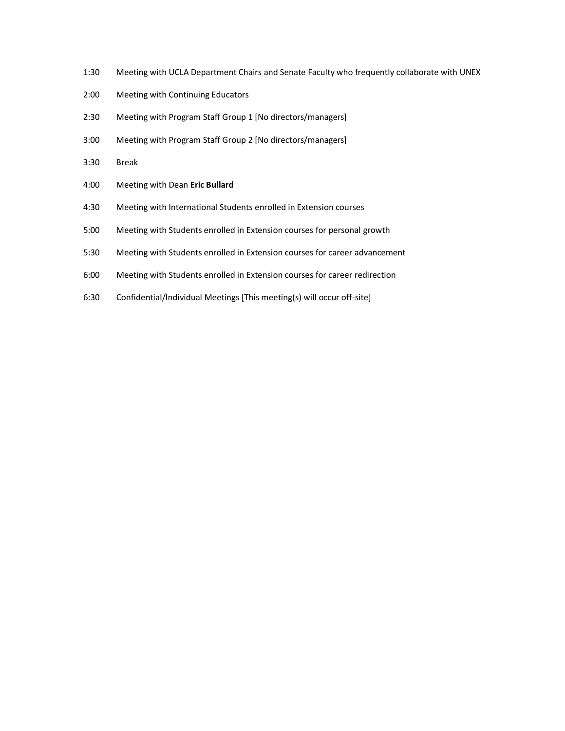1:30 Meeting with UCLA Department Chairs and Senate Faculty who frequently collaborate with UNEX

2:00 Meeting with Continuing Educators

2:30 Meeting with Program Staff Group 1 [No directors/managers]

3:00 Meeting with Program Staff Group 2 [No directors/managers]

3:30 Break

4:00 Meeting with Dean **Eric Bullard**

4:30 Meeting with International Students enrolled in Extension courses

5:00 Meeting with Students enrolled in Extension courses for personal growth

5:30 Meeting with Students enrolled in Extension courses for career advancement

6:00 Meeting with Students enrolled in Extension courses for career redirection

6:30 Confidential/Individual Meetings [This meeting(s) will occur off-site]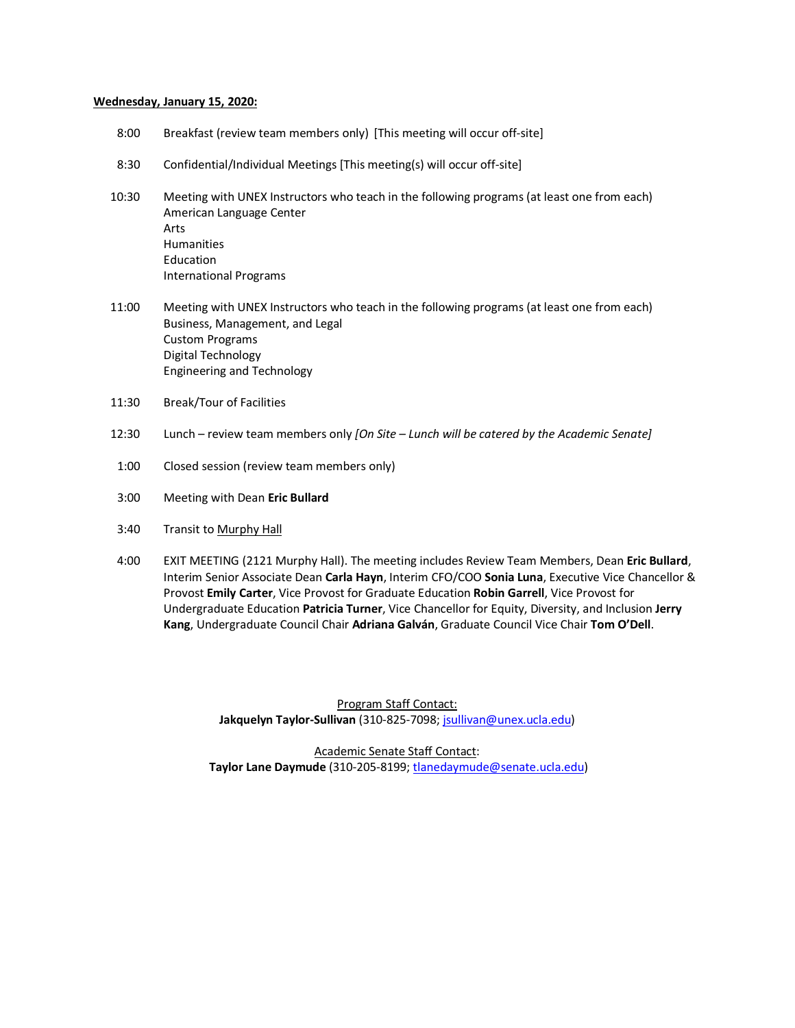**Wednesday, January 15, 2020:**

8:00 Breakfast (review team members only) [This meeting will occur off-site]

8:30 Confidential/Individual Meetings [This meeting(s) will occur off-site]

10:30 Meeting with UNEX Instructors who teach in the following programs (at least one from each)
American Language Center
Arts
Humanities
Education
International Programs

11:00 Meeting with UNEX Instructors who teach in the following programs (at least one from each)
Business, Management, and Legal
Custom Programs
Digital Technology
Engineering and Technology

11:30 Break/Tour of Facilities

12:30 Lunch – review team members only *[On Site – Lunch will be catered by the Academic Senate]*

1:00 Closed session (review team members only)

3:00 Meeting with Dean **Eric Bullard**

3:40 Transit to Murphy Hall

4:00 EXIT MEETING (2121 Murphy Hall). The meeting includes Review Team Members, Dean **Eric Bullard**, Interim Senior Associate Dean **Carla Hayn**, Interim CFO/COO **Sonia Luna**, Executive Vice Chancellor & Provost **Emily Carter**, Vice Provost for Graduate Education **Robin Garrell**, Vice Provost for Undergraduate Education **Patricia Turner**, Vice Chancellor for Equity, Diversity, and Inclusion **Jerry Kang**, Undergraduate Council Chair **Adriana Galván**, Graduate Council Vice Chair **Tom O'Dell**.

Program Staff Contact:
**Jakquelyn Taylor-Sullivan** (310-825-7098; jsullivan@unex.ucla.edu)

Academic Senate Staff Contact:
**Taylor Lane Daymude** (310-205-8199; tlanedaymude@senate.ucla.edu)